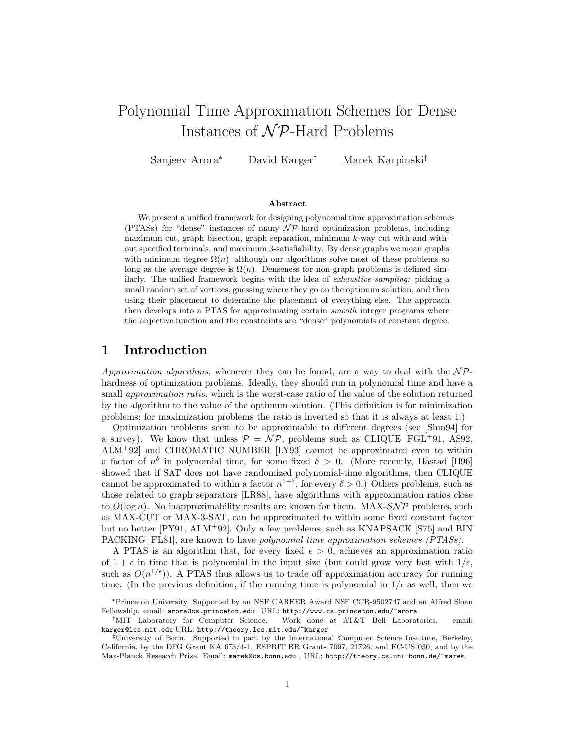# Polynomial Time Approximation Schemes for Dense Instances of $\mathcal{NP}$-Hard Problems

Sanjeev Arora[*] David Karger[†] Marek Karpinski[‡]

### Abstract

We present a unified framework for designing polynomial time approximation schemes (PTASs) for "dense" instances of many $\mathcal{NP}$-hard optimization problems, including maximum cut, graph bisection, graph separation, minimum $k$-way cut with and without specified terminals, and maximum 3-satisfiability. By dense graphs we mean graphs with minimum degree $\Omega(n)$, although our algorithms solve most of these problems so long as the average degree is $\Omega(n)$. Denseness for non-graph problems is defined similarly. The unified framework begins with the idea of *exhaustive sampling:* picking a small random set of vertices, guessing where they go on the optimum solution, and then using their placement to determine the placement of everything else. The approach then develops into a PTAS for approximating certain *smooth* integer programs where the objective function and the constraints are "dense" polynomials of constant degree.

## 1 Introduction

*Approximation algorithms,* whenever they can be found, are a way to deal with the $\mathcal{NP}$-hardness of optimization problems. Ideally, they should run in polynomial time and have a small *approximation ratio*, which is the worst-case ratio of the value of the solution returned by the algorithm to the value of the optimum solution. (This definition is for minimization problems; for maximization problems the ratio is inverted so that it is always at least 1.)

Optimization problems seem to be approximable to different degrees (see [Shm94] for a survey). We know that unless $\mathcal{P} = \mathcal{NP}$, problems such as CLIQUE [FGL+91, AS92, ALM+92] and CHROMATIC NUMBER [LY93] cannot be approximated even to within a factor of $n^\delta$ in polynomial time, for some fixed $\delta > 0$. (More recently, Håstad [H96] showed that if SAT does not have randomized polynomial-time algorithms, then CLIQUE cannot be approximated to within a factor $n^{1-\delta}$, for every $\delta > 0$.) Others problems, such as those related to graph separators [LR88], have algorithms with approximation ratios close to $O(\log n)$. No inapproximability results are known for them. MAX-$\mathcal{SNP}$ problems, such as MAX-CUT or MAX-3-SAT, can be approximated to within some fixed constant factor but no better [PY91, ALM+92]. Only a few problems, such as KNAPSACK [S75] and BIN PACKING [FL81], are known to have *polynomial time approximation schemes (PTASs).*

A PTAS is an algorithm that, for every fixed $\epsilon > 0$, achieves an approximation ratio of $1 + \epsilon$ in time that is polynomial in the input size (but could grow very fast with $1/\epsilon$, such as $O(n^{1/\epsilon})$). A PTAS thus allows us to trade off approximation accuracy for running time. (In the previous definition, if the running time is polynomial in $1/\epsilon$ as well, then we

---

[*] Princeton University. Supported by an NSF CAREER Award NSF CCR-9502747 and an Alfred Sloan Fellowship. email: arora@cs.princeton.edu. URL: http://www.cs.princeton.edu/~arora

[†] MIT Laboratory for Computer Science. Work done at AT&T Bell Laboratories. email: karger@lcs.mit.edu URL: http://theory.lcs.mit.edu/~karger

[‡] University of Bonn. Supported in part by the International Computer Science Institute, Berkeley, California, by the DFG Grant KA 673/4-1, ESPRIT BR Grants 7097, 21726, and EC-US 030, and by the Max-Planck Research Prize. Email: marek@cs.bonn.edu , URL: http://theory.cs.uni-bonn.de/~marek.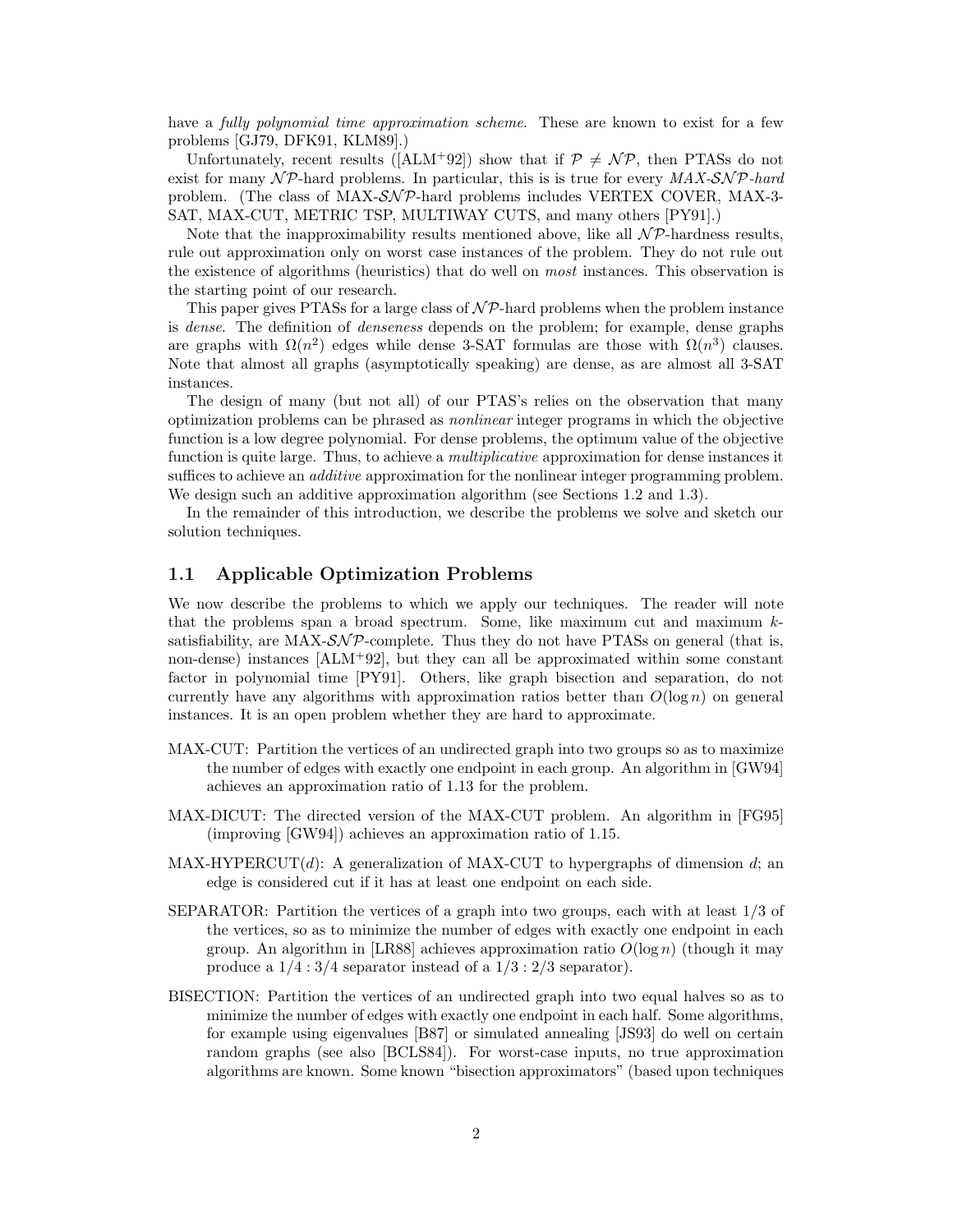have a *fully polynomial time approximation scheme*. These are known to exist for a few problems [GJ79, DFK91, KLM89].)

Unfortunately, recent results ([ALM$^+$92]) show that if $\mathcal{P} \neq \mathcal{NP}$, then PTASs do not exist for many $\mathcal{NP}$-hard problems. In particular, this is is true for every *MAX-$\mathcal{SNP}$-hard* problem. (The class of MAX-$\mathcal{SNP}$-hard problems includes VERTEX COVER, MAX-3-SAT, MAX-CUT, METRIC TSP, MULTIWAY CUTS, and many others [PY91].)

Note that the inapproximability results mentioned above, like all $\mathcal{NP}$-hardness results, rule out approximation only on worst case instances of the problem. They do not rule out the existence of algorithms (heuristics) that do well on *most* instances. This observation is the starting point of our research.

This paper gives PTASs for a large class of $\mathcal{NP}$-hard problems when the problem instance is *dense*. The definition of *denseness* depends on the problem; for example, dense graphs are graphs with $\Omega(n^2)$ edges while dense 3-SAT formulas are those with $\Omega(n^3)$ clauses. Note that almost all graphs (asymptotically speaking) are dense, as are almost all 3-SAT instances.

The design of many (but not all) of our PTAS's relies on the observation that many optimization problems can be phrased as *nonlinear* integer programs in which the objective function is a low degree polynomial. For dense problems, the optimum value of the objective function is quite large. Thus, to achieve a *multiplicative* approximation for dense instances it suffices to achieve an *additive* approximation for the nonlinear integer programming problem. We design such an additive approximation algorithm (see Sections 1.2 and 1.3).

In the remainder of this introduction, we describe the problems we solve and sketch our solution techniques.

## 1.1 Applicable Optimization Problems

We now describe the problems to which we apply our techniques. The reader will note that the problems span a broad spectrum. Some, like maximum cut and maximum $k$-satisfiability, are MAX-$\mathcal{SNP}$-complete. Thus they do not have PTASs on general (that is, non-dense) instances [ALM$^+$92], but they can all be approximated within some constant factor in polynomial time [PY91]. Others, like graph bisection and separation, do not currently have any algorithms with approximation ratios better than $O(\log n)$ on general instances. It is an open problem whether they are hard to approximate.

MAX-CUT: Partition the vertices of an undirected graph into two groups so as to maximize the number of edges with exactly one endpoint in each group. An algorithm in [GW94] achieves an approximation ratio of 1.13 for the problem.

MAX-DICUT: The directed version of the MAX-CUT problem. An algorithm in [FG95] (improving [GW94]) achieves an approximation ratio of 1.15.

MAX-HYPERCUT($d$): A generalization of MAX-CUT to hypergraphs of dimension $d$; an edge is considered cut if it has at least one endpoint on each side.

SEPARATOR: Partition the vertices of a graph into two groups, each with at least $1/3$ of the vertices, so as to minimize the number of edges with exactly one endpoint in each group. An algorithm in [LR88] achieves approximation ratio $O(\log n)$ (though it may produce a $1/4 : 3/4$ separator instead of a $1/3 : 2/3$ separator).

BISECTION: Partition the vertices of an undirected graph into two equal halves so as to minimize the number of edges with exactly one endpoint in each half. Some algorithms, for example using eigenvalues [B87] or simulated annealing [JS93] do well on certain random graphs (see also [BCLS84]). For worst-case inputs, no true approximation algorithms are known. Some known "bisection approximators" (based upon techniques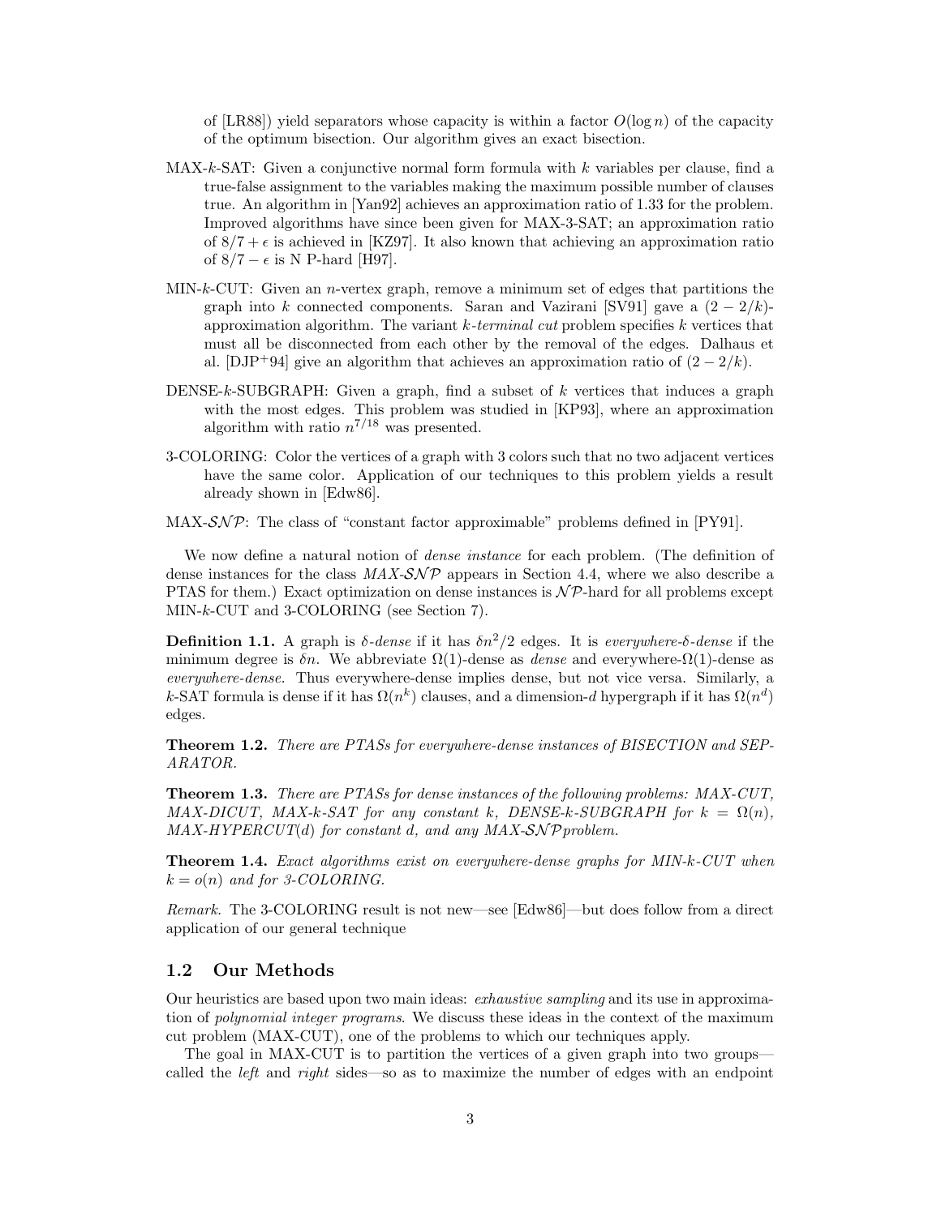of [LR88]) yield separators whose capacity is within a factor $O(\log n)$ of the capacity of the optimum bisection. Our algorithm gives an exact bisection.

MAX-$k$-SAT: Given a conjunctive normal form formula with $k$ variables per clause, find a true-false assignment to the variables making the maximum possible number of clauses true. An algorithm in [Yan92] achieves an approximation ratio of 1.33 for the problem. Improved algorithms have since been given for MAX-3-SAT; an approximation ratio of $8/7 + \epsilon$ is achieved in [KZ97]. It also known that achieving an approximation ratio of $8/7 - \epsilon$ is N P-hard [H97].

MIN-$k$-CUT: Given an $n$-vertex graph, remove a minimum set of edges that partitions the graph into $k$ connected components. Saran and Vazirani [SV91] gave a $(2 - 2/k)$-approximation algorithm. The variant *$k$-terminal cut* problem specifies $k$ vertices that must all be disconnected from each other by the removal of the edges. Dalhaus et al. [DJP+94] give an algorithm that achieves an approximation ratio of $(2 - 2/k)$.

DENSE-$k$-SUBGRAPH: Given a graph, find a subset of $k$ vertices that induces a graph with the most edges. This problem was studied in [KP93], where an approximation algorithm with ratio $n^{7/18}$ was presented.

3-COLORING: Color the vertices of a graph with 3 colors such that no two adjacent vertices have the same color. Application of our techniques to this problem yields a result already shown in [Edw86].

MAX-$\mathcal{SNP}$: The class of "constant factor approximable" problems defined in [PY91].

We now define a natural notion of *dense instance* for each problem. (The definition of dense instances for the class *MAX-$\mathcal{SNP}$* appears in Section 4.4, where we also describe a PTAS for them.) Exact optimization on dense instances is $\mathcal{NP}$-hard for all problems except MIN-$k$-CUT and 3-COLORING (see Section 7).

**Definition 1.1.** A graph is *$\delta$-dense* if it has $\delta n^2/2$ edges. It is *everywhere-$\delta$-dense* if the minimum degree is $\delta n$. We abbreviate $\Omega(1)$-dense as *dense* and everywhere-$\Omega(1)$-dense as *everywhere-dense.* Thus everywhere-dense implies dense, but not vice versa. Similarly, a $k$-SAT formula is dense if it has $\Omega(n^k)$ clauses, and a dimension-$d$ hypergraph if it has $\Omega(n^d)$ edges.

**Theorem 1.2.** *There are PTASs for everywhere-dense instances of BISECTION and SEPARATOR.*

**Theorem 1.3.** *There are PTASs for dense instances of the following problems: MAX-CUT, MAX-DICUT, MAX-$k$-SAT for any constant $k$, DENSE-$k$-SUBGRAPH for $k = \Omega(n)$, MAX-HYPERCUT($d$) for constant $d$, and any MAX-$\mathcal{SNP}$ problem.*

**Theorem 1.4.** *Exact algorithms exist on everywhere-dense graphs for MIN-$k$-CUT when $k = o(n)$ and for 3-COLORING.*

*Remark.* The 3-COLORING result is not new—see [Edw86]—but does follow from a direct application of our general technique

## 1.2 Our Methods

Our heuristics are based upon two main ideas: *exhaustive sampling* and its use in approximation of *polynomial integer programs*. We discuss these ideas in the context of the maximum cut problem (MAX-CUT), one of the problems to which our techniques apply.

The goal in MAX-CUT is to partition the vertices of a given graph into two groups—called the *left* and *right* sides—so as to maximize the number of edges with an endpoint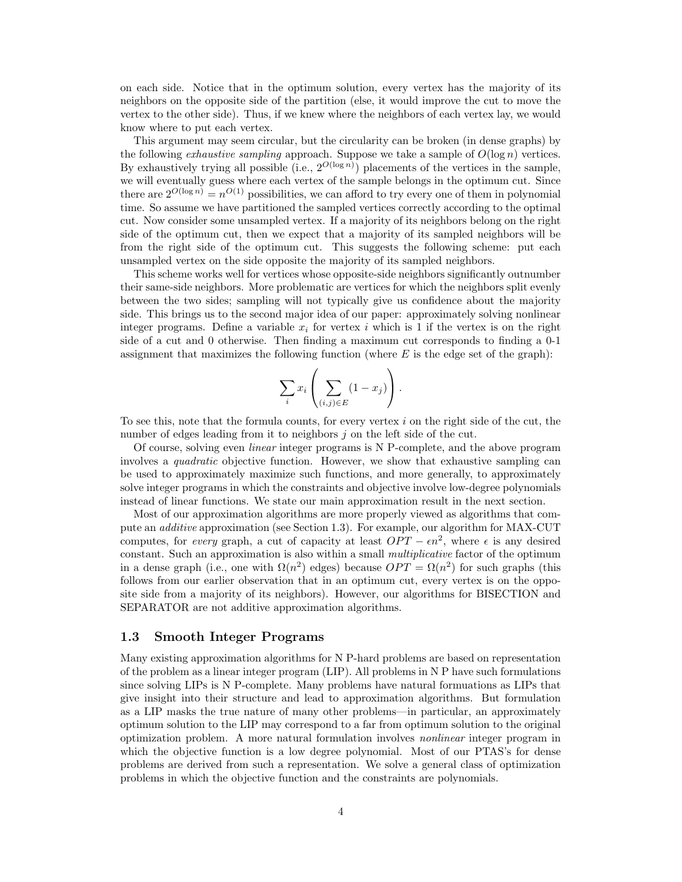on each side. Notice that in the optimum solution, every vertex has the majority of its neighbors on the opposite side of the partition (else, it would improve the cut to move the vertex to the other side). Thus, if we knew where the neighbors of each vertex lay, we would know where to put each vertex.

This argument may seem circular, but the circularity can be broken (in dense graphs) by the following *exhaustive sampling* approach. Suppose we take a sample of $O(\log n)$ vertices. By exhaustively trying all possible (i.e., $2^{O(\log n)}$) placements of the vertices in the sample, we will eventually guess where each vertex of the sample belongs in the optimum cut. Since there are $2^{O(\log n)} = n^{O(1)}$ possibilities, we can afford to try every one of them in polynomial time. So assume we have partitioned the sampled vertices correctly according to the optimal cut. Now consider some unsampled vertex. If a majority of its neighbors belong on the right side of the optimum cut, then we expect that a majority of its sampled neighbors will be from the right side of the optimum cut. This suggests the following scheme: put each unsampled vertex on the side opposite the majority of its sampled neighbors.

This scheme works well for vertices whose opposite-side neighbors significantly outnumber their same-side neighbors. More problematic are vertices for which the neighbors split evenly between the two sides; sampling will not typically give us confidence about the majority side. This brings us to the second major idea of our paper: approximately solving nonlinear integer programs. Define a variable $x_i$ for vertex $i$ which is 1 if the vertex is on the right side of a cut and 0 otherwise. Then finding a maximum cut corresponds to finding a 0-1 assignment that maximizes the following function (where $E$ is the edge set of the graph):

$$\sum_i x_i \left( \sum_{(i,j) \in E} (1 - x_j) \right).$$

To see this, note that the formula counts, for every vertex $i$ on the right side of the cut, the number of edges leading from it to neighbors $j$ on the left side of the cut.

Of course, solving even *linear* integer programs is N P-complete, and the above program involves a *quadratic* objective function. However, we show that exhaustive sampling can be used to approximately maximize such functions, and more generally, to approximately solve integer programs in which the constraints and objective involve low-degree polynomials instead of linear functions. We state our main approximation result in the next section.

Most of our approximation algorithms are more properly viewed as algorithms that compute an *additive* approximation (see Section 1.3). For example, our algorithm for MAX-CUT computes, for *every* graph, a cut of capacity at least $OPT - \epsilon n^2$, where $\epsilon$ is any desired constant. Such an approximation is also within a small *multiplicative* factor of the optimum in a dense graph (i.e., one with $\Omega(n^2)$ edges) because $OPT = \Omega(n^2)$ for such graphs (this follows from our earlier observation that in an optimum cut, every vertex is on the opposite side from a majority of its neighbors). However, our algorithms for BISECTION and SEPARATOR are not additive approximation algorithms.

## 1.3 Smooth Integer Programs

Many existing approximation algorithms for N P-hard problems are based on representation of the problem as a linear integer program (LIP). All problems in N P have such formulations since solving LIPs is N P-complete. Many problems have natural formuations as LIPs that give insight into their structure and lead to approximation algorithms. But formulation as a LIP masks the true nature of many other problems—in particular, an approximately optimum solution to the LIP may correspond to a far from optimum solution to the original optimization problem. A more natural formulation involves *nonlinear* integer program in which the objective function is a low degree polynomial. Most of our PTAS's for dense problems are derived from such a representation. We solve a general class of optimization problems in which the objective function and the constraints are polynomials.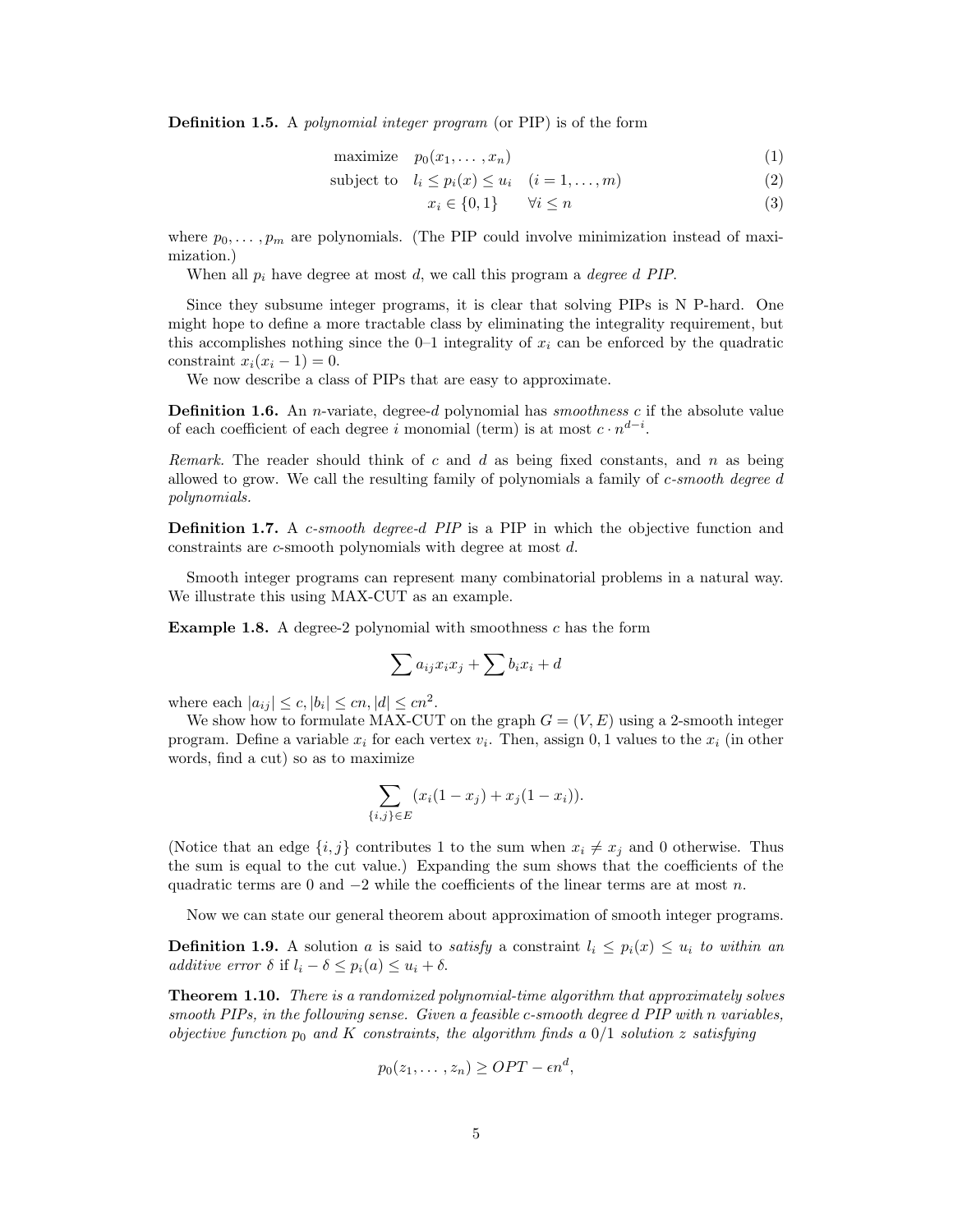**Definition 1.5.** A *polynomial integer program* (or PIP) is of the form

$$
\begin{aligned}
\text{maximize} \quad & p_0(x_1, \ldots, x_n) && (1)\\
\text{subject to} \quad & l_i \le p_i(x) \le u_i \quad (i = 1, \ldots, m) && (2)\\
& x_i \in \{0, 1\} \qquad \forall i \le n && (3)
\end{aligned}
$$

where $p_0, \ldots, p_m$ are polynomials. (The PIP could involve minimization instead of maximization.)

When all $p_i$ have degree at most $d$, we call this program a *degree $d$ PIP*.

Since they subsume integer programs, it is clear that solving PIPs is N P-hard. One might hope to define a more tractable class by eliminating the integrality requirement, but this accomplishes nothing since the 0–1 integrality of $x_i$ can be enforced by the quadratic constraint $x_i(x_i - 1) = 0$.

We now describe a class of PIPs that are easy to approximate.

**Definition 1.6.** An $n$-variate, degree-$d$ polynomial has *smoothness $c$* if the absolute value of each coefficient of each degree $i$ monomial (term) is at most $c \cdot n^{d-i}$.

*Remark.* The reader should think of $c$ and $d$ as being fixed constants, and $n$ as being allowed to grow. We call the resulting family of polynomials a family of *$c$-smooth degree $d$ polynomials.*

**Definition 1.7.** A *$c$-smooth degree-$d$ PIP* is a PIP in which the objective function and constraints are $c$-smooth polynomials with degree at most $d$.

Smooth integer programs can represent many combinatorial problems in a natural way. We illustrate this using MAX-CUT as an example.

**Example 1.8.** A degree-2 polynomial with smoothness $c$ has the form

$$\sum a_{ij} x_i x_j + \sum b_i x_i + d$$

where each $|a_{ij}| \le c, |b_i| \le cn, |d| \le cn^2$.

We show how to formulate MAX-CUT on the graph $G = (V, E)$ using a 2-smooth integer program. Define a variable $x_i$ for each vertex $v_i$. Then, assign $0, 1$ values to the $x_i$ (in other words, find a cut) so as to maximize

$$\sum_{\{i,j\} \in E} (x_i(1 - x_j) + x_j(1 - x_i)).$$

(Notice that an edge $\{i, j\}$ contributes 1 to the sum when $x_i \ne x_j$ and 0 otherwise. Thus the sum is equal to the cut value.) Expanding the sum shows that the coefficients of the quadratic terms are 0 and $-2$ while the coefficients of the linear terms are at most $n$.

Now we can state our general theorem about approximation of smooth integer programs.

**Definition 1.9.** A solution $a$ is said to *satisfy* a constraint $l_i \le p_i(x) \le u_i$ *to within an additive error $\delta$* if $l_i - \delta \le p_i(a) \le u_i + \delta$.

**Theorem 1.10.** *There is a randomized polynomial-time algorithm that approximately solves smooth PIPs, in the following sense. Given a feasible $c$-smooth degree $d$ PIP with $n$ variables, objective function $p_0$ and $K$ constraints, the algorithm finds a $0/1$ solution $z$ satisfying*

$$p_0(z_1, \ldots, z_n) \ge OPT - \epsilon n^d,$$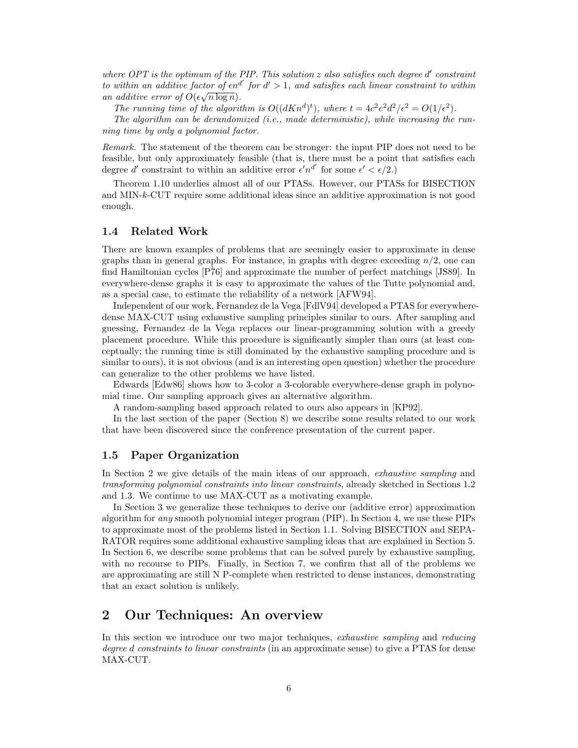*where OPT is the optimum of the PIP. This solution z also satisfies each degree $d'$ constraint to within an additive factor of $\epsilon n^{d'}$ for $d' > 1$, and satisfies each linear constraint to within an additive error of $O(\epsilon\sqrt{n \log n})$.*

*The running time of the algorithm is $O((dKn^d)^t)$, where $t = 4c^2e^2d^2/\epsilon^2 = O(1/\epsilon^2)$.*

*The algorithm can be derandomized (i.e., made deterministic), while increasing the running time by only a polynomial factor.*

*Remark.* The statement of the theorem can be stronger: the input PIP does not need to be feasible, but only approximately feasible (that is, there must be a point that satisfies each degree $d'$ constraint to within an additive error $\epsilon' n^{d'}$ for some $\epsilon' < \epsilon/2$.)

Theorem 1.10 underlies almost all of our PTASs. However, our PTASs for BISECTION and MIN-$k$-CUT require some additional ideas since an additive approximation is not good enough.

### 1.4 Related Work

There are known examples of problems that are seemingly easier to approximate in dense graphs than in general graphs. For instance, in graphs with degree exceeding $n/2$, one can find Hamiltonian cycles [P$\check{7}$6] and approximate the number of perfect matchings [JS89]. In everywhere-dense graphs it is easy to approximate the values of the Tutte polynomial and, as a special case, to estimate the reliability of a network [AFW94].

Independent of our work, Fernandez de la Vega [FdlV94] developed a PTAS for everywhere-dense MAX-CUT using exhaustive sampling principles similar to ours. After sampling and guessing, Fernandez de la Vega replaces our linear-programming solution with a greedy placement procedure. While this procedure is significantly simpler than ours (at least conceptually; the running time is still dominated by the exhaustive sampling procedure and is similar to ours), it is not obvious (and is an interesting open question) whether the procedure can generalize to the other problems we have listed.

Edwards [Edw86] shows how to 3-color a 3-colorable everywhere-dense graph in polynomial time. Our sampling approach gives an alternative algorithm.

A random-sampling based approach related to ours also appears in [KP92].

In the last section of the paper (Section 8) we describe some results related to our work that have been discovered since the conference presentation of the current paper.

### 1.5 Paper Organization

In Section 2 we give details of the main ideas of our approach, *exhaustive sampling* and *transforming polynomial constraints into linear constraints*, already sketched in Sections 1.2 and 1.3. We continue to use MAX-CUT as a motivating example.

In Section 3 we generalize these techniques to derive our (additive error) approximation algorithm for *any* smooth polynomial integer program (PIP). In Section 4, we use these PIPs to approximate most of the problems listed in Section 1.1. Solving BISECTION and SEPARATOR requires some additional exhaustive sampling ideas that are explained in Section 5. In Section 6, we describe some problems that can be solved purely by exhaustive sampling, with no recourse to PIPs. Finally, in Section 7, we confirm that all of the problems we are approximating are still N P-complete when restricted to dense instances, demonstrating that an exact solution is unlikely.

## 2 Our Techniques: An overview

In this section we introduce our two major techniques, *exhaustive sampling* and *reducing degree d constraints to linear constraints* (in an approximate sense) to give a PTAS for dense MAX-CUT.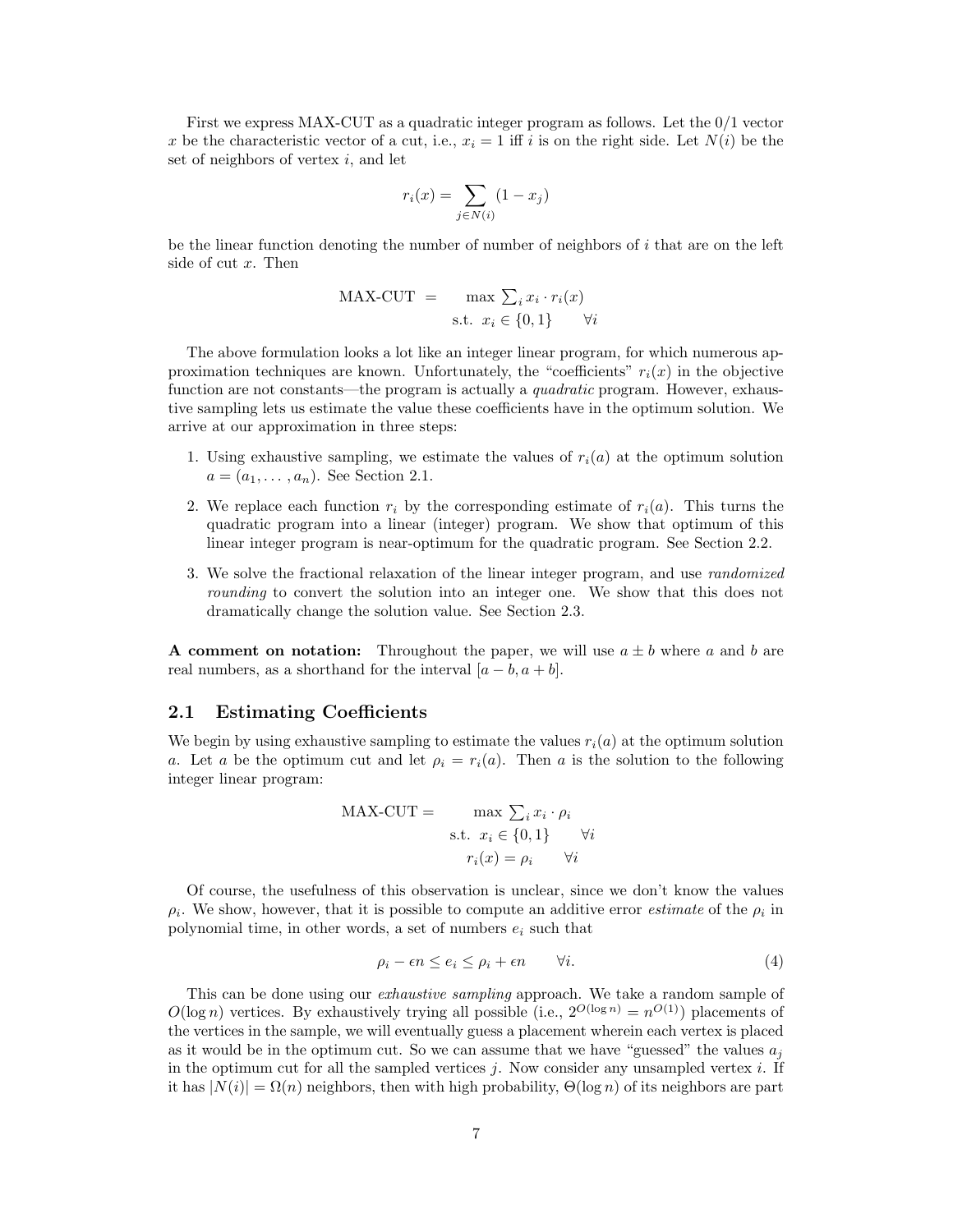First we express MAX-CUT as a quadratic integer program as follows. Let the 0/1 vector $x$ be the characteristic vector of a cut, i.e., $x_i = 1$ iff $i$ is on the right side. Let $N(i)$ be the set of neighbors of vertex $i$, and let

$$r_i(x) = \sum_{j \in N(i)} (1 - x_j)$$

be the linear function denoting the number of number of neighbors of $i$ that are on the left side of cut $x$. Then

$$\text{MAX-CUT} = \begin{array}{c} \max \sum_i x_i \cdot r_i(x) \\ \text{s.t. } x_i \in \{0,1\} \qquad \forall i \end{array}$$

The above formulation looks a lot like an integer linear program, for which numerous approximation techniques are known. Unfortunately, the "coefficients" $r_i(x)$ in the objective function are not constants—the program is actually a *quadratic* program. However, exhaustive sampling lets us estimate the value these coefficients have in the optimum solution. We arrive at our approximation in three steps:

1. Using exhaustive sampling, we estimate the values of $r_i(a)$ at the optimum solution $a = (a_1, \ldots, a_n)$. See Section 2.1.
2. We replace each function $r_i$ by the corresponding estimate of $r_i(a)$. This turns the quadratic program into a linear (integer) program. We show that optimum of this linear integer program is near-optimum for the quadratic program. See Section 2.2.
3. We solve the fractional relaxation of the linear integer program, and use *randomized rounding* to convert the solution into an integer one. We show that this does not dramatically change the solution value. See Section 2.3.

**A comment on notation:** Throughout the paper, we will use $a \pm b$ where $a$ and $b$ are real numbers, as a shorthand for the interval $[a - b, a + b]$.

## 2.1 Estimating Coefficients

We begin by using exhaustive sampling to estimate the values $r_i(a)$ at the optimum solution $a$. Let $a$ be the optimum cut and let $\rho_i = r_i(a)$. Then $a$ is the solution to the following integer linear program:

$$\text{MAX-CUT} = \begin{array}{c} \max \sum_i x_i \cdot \rho_i \\ \text{s.t. } x_i \in \{0,1\} \qquad \forall i \\ r_i(x) = \rho_i \qquad \forall i \end{array}$$

Of course, the usefulness of this observation is unclear, since we don't know the values $\rho_i$. We show, however, that it is possible to compute an additive error *estimate* of the $\rho_i$ in polynomial time, in other words, a set of numbers $e_i$ such that

$$\rho_i - \epsilon n \leq e_i \leq \rho_i + \epsilon n \qquad \forall i. \tag{4}$$

This can be done using our *exhaustive sampling* approach. We take a random sample of $O(\log n)$ vertices. By exhaustively trying all possible (i.e., $2^{O(\log n)} = n^{O(1)}$) placements of the vertices in the sample, we will eventually guess a placement wherein each vertex is placed as it would be in the optimum cut. So we can assume that we have "guessed" the values $a_j$ in the optimum cut for all the sampled vertices $j$. Now consider any unsampled vertex $i$. If it has $|N(i)| = \Omega(n)$ neighbors, then with high probability, $\Theta(\log n)$ of its neighbors are part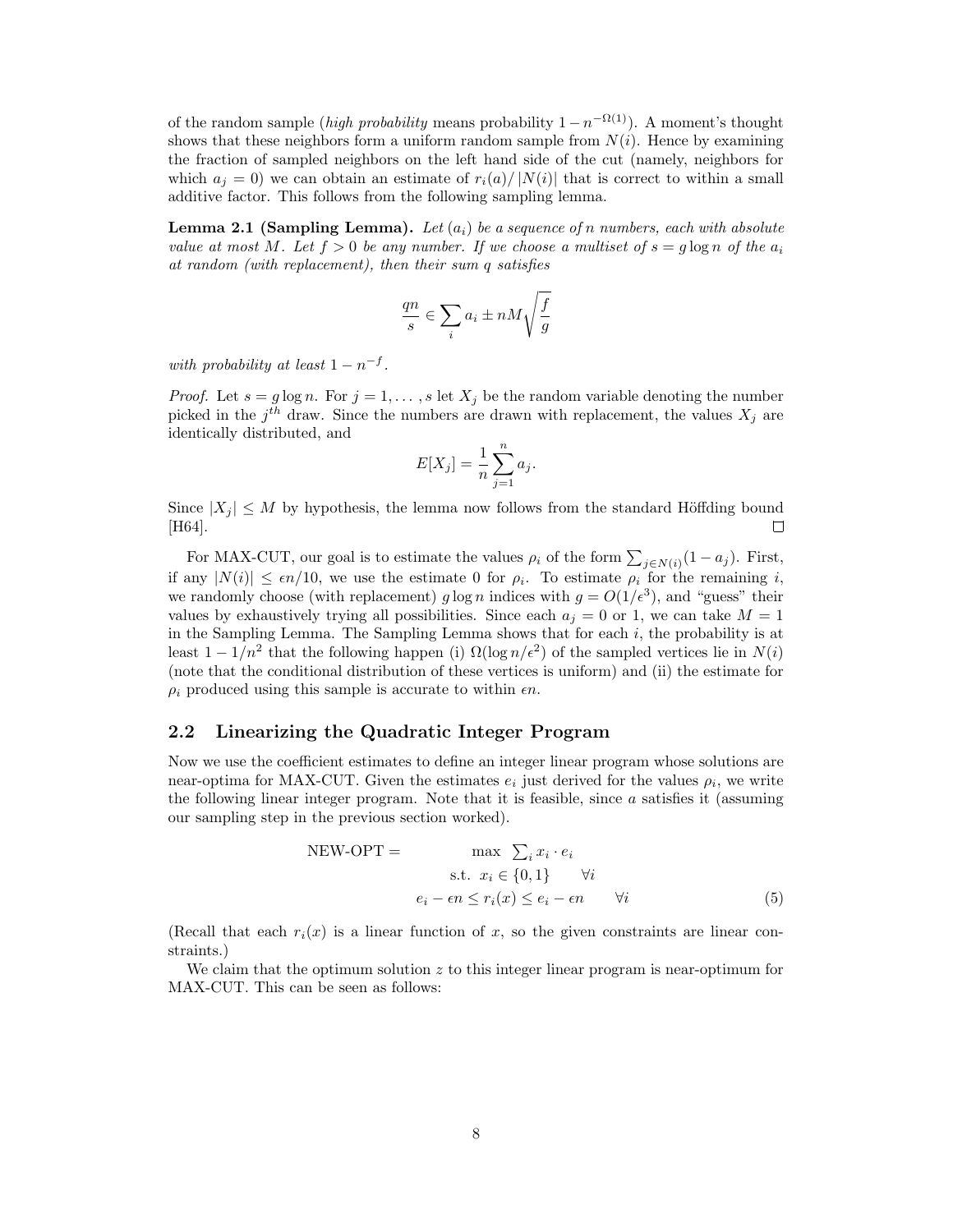of the random sample (*high probability* means probability $1 - n^{-\Omega(1)}$). A moment's thought shows that these neighbors form a uniform random sample from $N(i)$. Hence by examining the fraction of sampled neighbors on the left hand side of the cut (namely, neighbors for which $a_j = 0$) we can obtain an estimate of $r_i(a)/|N(i)|$ that is correct to within a small additive factor. This follows from the following sampling lemma.

**Lemma 2.1 (Sampling Lemma).** *Let $(a_i)$ be a sequence of $n$ numbers, each with absolute value at most $M$. Let $f > 0$ be any number. If we choose a multiset of $s = g \log n$ of the $a_i$ at random (with replacement), then their sum $q$ satisfies*

$$\frac{qn}{s} \in \sum_i a_i \pm nM\sqrt{\frac{f}{g}}$$

*with probability at least $1 - n^{-f}$.*

*Proof.* Let $s = g \log n$. For $j = 1, \ldots, s$ let $X_j$ be the random variable denoting the number picked in the $j^{th}$ draw. Since the numbers are drawn with replacement, the values $X_j$ are identically distributed, and

$$E[X_j] = \frac{1}{n}\sum_{j=1}^{n} a_j.$$

Since $|X_j| \leq M$ by hypothesis, the lemma now follows from the standard Höffding bound [H64]. □

For MAX-CUT, our goal is to estimate the values $\rho_i$ of the form $\sum_{j \in N(i)}(1 - a_j)$. First, if any $|N(i)| \leq \epsilon n/10$, we use the estimate 0 for $\rho_i$. To estimate $\rho_i$ for the remaining $i$, we randomly choose (with replacement) $g \log n$ indices with $g = O(1/\epsilon^3)$, and "guess" their values by exhaustively trying all possibilities. Since each $a_j = 0$ or 1, we can take $M = 1$ in the Sampling Lemma. The Sampling Lemma shows that for each $i$, the probability is at least $1 - 1/n^2$ that the following happen (i) $\Omega(\log n/\epsilon^2)$ of the sampled vertices lie in $N(i)$ (note that the conditional distribution of these vertices is uniform) and (ii) the estimate for $\rho_i$ produced using this sample is accurate to within $\epsilon n$.

## 2.2 Linearizing the Quadratic Integer Program

Now we use the coefficient estimates to define an integer linear program whose solutions are near-optima for MAX-CUT. Given the estimates $e_i$ just derived for the values $\rho_i$, we write the following linear integer program. Note that it is feasible, since $a$ satisfies it (assuming our sampling step in the previous section worked).

$$\begin{aligned}
\text{NEW-OPT} = \qquad & \max \;\; \textstyle\sum_i x_i \cdot e_i \\
& \text{s.t. } \; x_i \in \{0, 1\} \qquad \forall i \\
& e_i - \epsilon n \leq r_i(x) \leq e_i - \epsilon n \qquad \forall i
\end{aligned} \tag{5}$$

(Recall that each $r_i(x)$ is a linear function of $x$, so the given constraints are linear constraints.)

We claim that the optimum solution $z$ to this integer linear program is near-optimum for MAX-CUT. This can be seen as follows: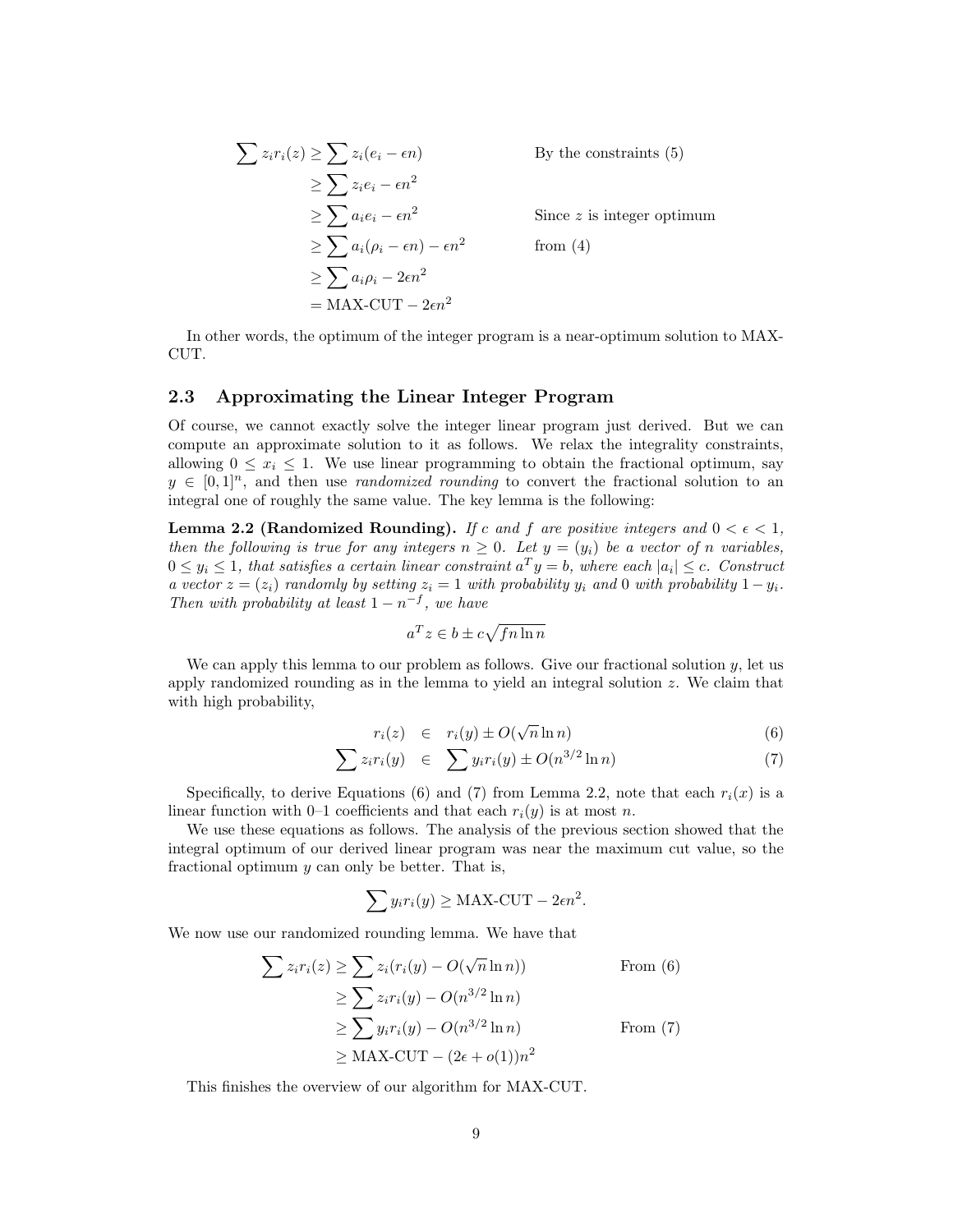$$
\begin{aligned}
\sum z_i r_i(z) &\geq \sum z_i(e_i - \epsilon n) && \text{By the constraints (5)} \\
&\geq \sum z_i e_i - \epsilon n^2 \\
&\geq \sum a_i e_i - \epsilon n^2 && \text{Since } z \text{ is integer optimum} \\
&\geq \sum a_i(\rho_i - \epsilon n) - \epsilon n^2 && \text{from (4)} \\
&\geq \sum a_i \rho_i - 2\epsilon n^2 \\
&= \text{MAX-CUT} - 2\epsilon n^2
\end{aligned}
$$

In other words, the optimum of the integer program is a near-optimum solution to MAX-CUT.

### 2.3 Approximating the Linear Integer Program

Of course, we cannot exactly solve the integer linear program just derived. But we can compute an approximate solution to it as follows. We relax the integrality constraints, allowing $0 \leq x_i \leq 1$. We use linear programming to obtain the fractional optimum, say $y \in [0,1]^n$, and then use *randomized rounding* to convert the fractional solution to an integral one of roughly the same value. The key lemma is the following:

**Lemma 2.2 (Randomized Rounding).** *If $c$ and $f$ are positive integers and $0 < \epsilon < 1$, then the following is true for any integers $n \geq 0$. Let $y = (y_i)$ be a vector of $n$ variables, $0 \leq y_i \leq 1$, that satisfies a certain linear constraint $a^T y = b$, where each $|a_i| \leq c$. Construct a vector $z = (z_i)$ randomly by setting $z_i = 1$ with probability $y_i$ and $0$ with probability $1 - y_i$. Then with probability at least $1 - n^{-f}$, we have*

$$
a^T z \in b \pm c\sqrt{fn \ln n}
$$

We can apply this lemma to our problem as follows. Give our fractional solution $y$, let us apply randomized rounding as in the lemma to yield an integral solution $z$. We claim that with high probability,

$$
r_i(z) \in r_i(y) \pm O(\sqrt{n} \ln n) \tag{6}
$$

$$
\sum z_i r_i(y) \in \sum y_i r_i(y) \pm O(n^{3/2} \ln n) \tag{7}
$$

Specifically, to derive Equations (6) and (7) from Lemma 2.2, note that each $r_i(x)$ is a linear function with 0–1 coefficients and that each $r_i(y)$ is at most $n$.

We use these equations as follows. The analysis of the previous section showed that the integral optimum of our derived linear program was near the maximum cut value, so the fractional optimum $y$ can only be better. That is,

$$
\sum y_i r_i(y) \geq \text{MAX-CUT} - 2\epsilon n^2.
$$

We now use our randomized rounding lemma. We have that

$$
\begin{aligned}
\sum z_i r_i(z) &\geq \sum z_i(r_i(y) - O(\sqrt{n} \ln n)) && \text{From (6)} \\
&\geq \sum z_i r_i(y) - O(n^{3/2} \ln n) \\
&\geq \sum y_i r_i(y) - O(n^{3/2} \ln n) && \text{From (7)} \\
&\geq \text{MAX-CUT} - (2\epsilon + o(1))n^2
\end{aligned}
$$

This finishes the overview of our algorithm for MAX-CUT.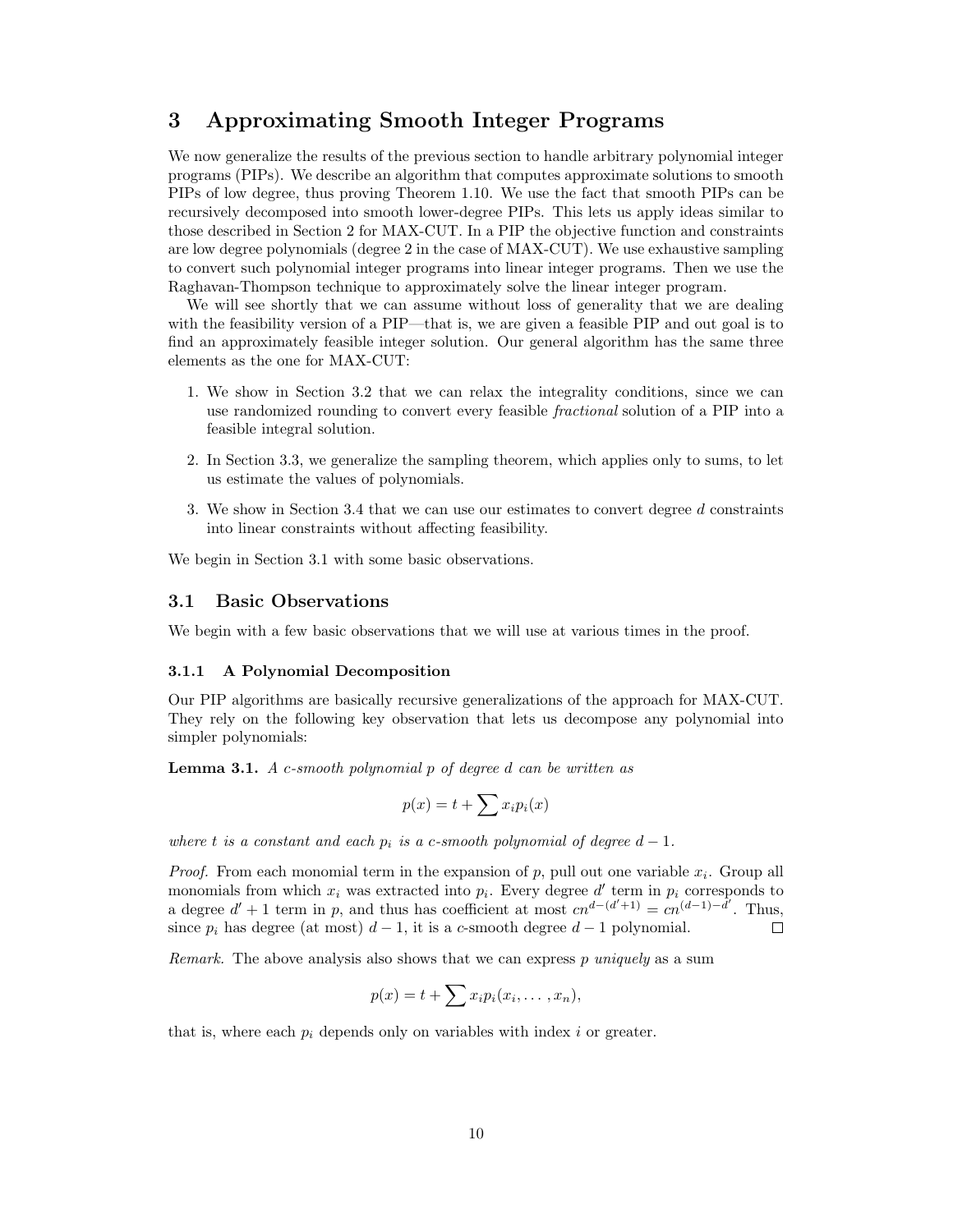# 3 Approximating Smooth Integer Programs

We now generalize the results of the previous section to handle arbitrary polynomial integer programs (PIPs). We describe an algorithm that computes approximate solutions to smooth PIPs of low degree, thus proving Theorem 1.10. We use the fact that smooth PIPs can be recursively decomposed into smooth lower-degree PIPs. This lets us apply ideas similar to those described in Section 2 for MAX-CUT. In a PIP the objective function and constraints are low degree polynomials (degree 2 in the case of MAX-CUT). We use exhaustive sampling to convert such polynomial integer programs into linear integer programs. Then we use the Raghavan-Thompson technique to approximately solve the linear integer program.

We will see shortly that we can assume without loss of generality that we are dealing with the feasibility version of a PIP—that is, we are given a feasible PIP and out goal is to find an approximately feasible integer solution. Our general algorithm has the same three elements as the one for MAX-CUT:

1. We show in Section 3.2 that we can relax the integrality conditions, since we can use randomized rounding to convert every feasible *fractional* solution of a PIP into a feasible integral solution.
2. In Section 3.3, we generalize the sampling theorem, which applies only to sums, to let us estimate the values of polynomials.
3. We show in Section 3.4 that we can use our estimates to convert degree $d$ constraints into linear constraints without affecting feasibility.

We begin in Section 3.1 with some basic observations.

## 3.1 Basic Observations

We begin with a few basic observations that we will use at various times in the proof.

### 3.1.1 A Polynomial Decomposition

Our PIP algorithms are basically recursive generalizations of the approach for MAX-CUT. They rely on the following key observation that lets us decompose any polynomial into simpler polynomials:

**Lemma 3.1.** *A $c$-smooth polynomial $p$ of degree $d$ can be written as*

$$p(x) = t + \sum x_i p_i(x)$$

*where $t$ is a constant and each $p_i$ is a $c$-smooth polynomial of degree $d-1$.*

*Proof.* From each monomial term in the expansion of $p$, pull out one variable $x_i$. Group all monomials from which $x_i$ was extracted into $p_i$. Every degree $d'$ term in $p_i$ corresponds to a degree $d'+1$ term in $p$, and thus has coefficient at most $cn^{d-(d'+1)} = cn^{(d-1)-d'}$. Thus, since $p_i$ has degree (at most) $d-1$, it is a $c$-smooth degree $d-1$ polynomial. ∎

*Remark.* The above analysis also shows that we can express $p$ *uniquely* as a sum

$$p(x) = t + \sum x_i p_i(x_i, \ldots, x_n),$$

that is, where each $p_i$ depends only on variables with index $i$ or greater.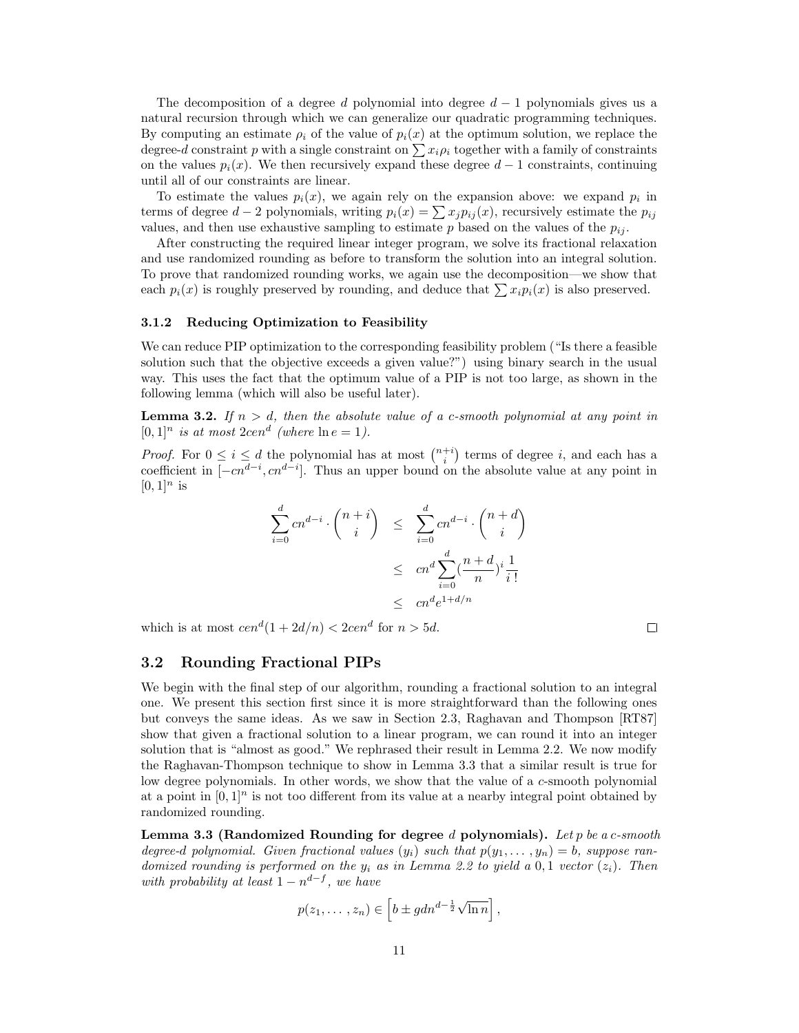The decomposition of a degree $d$ polynomial into degree $d-1$ polynomials gives us a natural recursion through which we can generalize our quadratic programming techniques. By computing an estimate $\rho_i$ of the value of $p_i(x)$ at the optimum solution, we replace the degree-$d$ constraint $p$ with a single constraint on $\sum x_i \rho_i$ together with a family of constraints on the values $p_i(x)$. We then recursively expand these degree $d-1$ constraints, continuing until all of our constraints are linear.

To estimate the values $p_i(x)$, we again rely on the expansion above: we expand $p_i$ in terms of degree $d-2$ polynomials, writing $p_i(x) = \sum x_j p_{ij}(x)$, recursively estimate the $p_{ij}$ values, and then use exhaustive sampling to estimate $p$ based on the values of the $p_{ij}$.

After constructing the required linear integer program, we solve its fractional relaxation and use randomized rounding as before to transform the solution into an integral solution. To prove that randomized rounding works, we again use the decomposition—we show that each $p_i(x)$ is roughly preserved by rounding, and deduce that $\sum x_i p_i(x)$ is also preserved.

#### 3.1.2 Reducing Optimization to Feasibility

We can reduce PIP optimization to the corresponding feasibility problem ("Is there a feasible solution such that the objective exceeds a given value?") using binary search in the usual way. This uses the fact that the optimum value of a PIP is not too large, as shown in the following lemma (which will also be useful later).

**Lemma 3.2.** *If $n > d$, then the absolute value of a $c$-smooth polynomial at any point in $[0,1]^n$ is at most $2cen^d$ (where $\ln e = 1$).*

*Proof.* For $0 \le i \le d$ the polynomial has at most $\binom{n+i}{i}$ terms of degree $i$, and each has a coefficient in $[-cn^{d-i}, cn^{d-i}]$. Thus an upper bound on the absolute value at any point in $[0,1]^n$ is

$$\begin{aligned}
\sum_{i=0}^{d} cn^{d-i} \cdot \binom{n+i}{i} &\le \sum_{i=0}^{d} cn^{d-i} \cdot \binom{n+d}{i} \\
&\le cn^d \sum_{i=0}^{d} \left(\frac{n+d}{n}\right)^i \frac{1}{i\,!} \\
&\le cn^d e^{1+d/n}
\end{aligned}$$

which is at most $cen^d(1 + 2d/n) < 2cen^d$ for $n > 5d$. ∎

## 3.2 Rounding Fractional PIPs

We begin with the final step of our algorithm, rounding a fractional solution to an integral one. We present this section first since it is more straightforward than the following ones but conveys the same ideas. As we saw in Section 2.3, Raghavan and Thompson [RT87] show that given a fractional solution to a linear program, we can round it into an integer solution that is "almost as good." We rephrased their result in Lemma 2.2. We now modify the Raghavan-Thompson technique to show in Lemma 3.3 that a similar result is true for low degree polynomials. In other words, we show that the value of a $c$-smooth polynomial at a point in $[0,1]^n$ is not too different from its value at a nearby integral point obtained by randomized rounding.

**Lemma 3.3 (Randomized Rounding for degree $d$ polynomials).** *Let $p$ be a $c$-smooth degree-$d$ polynomial. Given fractional values $(y_i)$ such that $p(y_1, \ldots, y_n) = b$, suppose randomized rounding is performed on the $y_i$ as in Lemma 2.2 to yield a $0,1$ vector $(z_i)$. Then with probability at least $1 - n^{d-f}$, we have*

$$p(z_1, \ldots, z_n) \in \left[b \pm gdn^{d-\frac{1}{2}}\sqrt{\ln n}\right],$$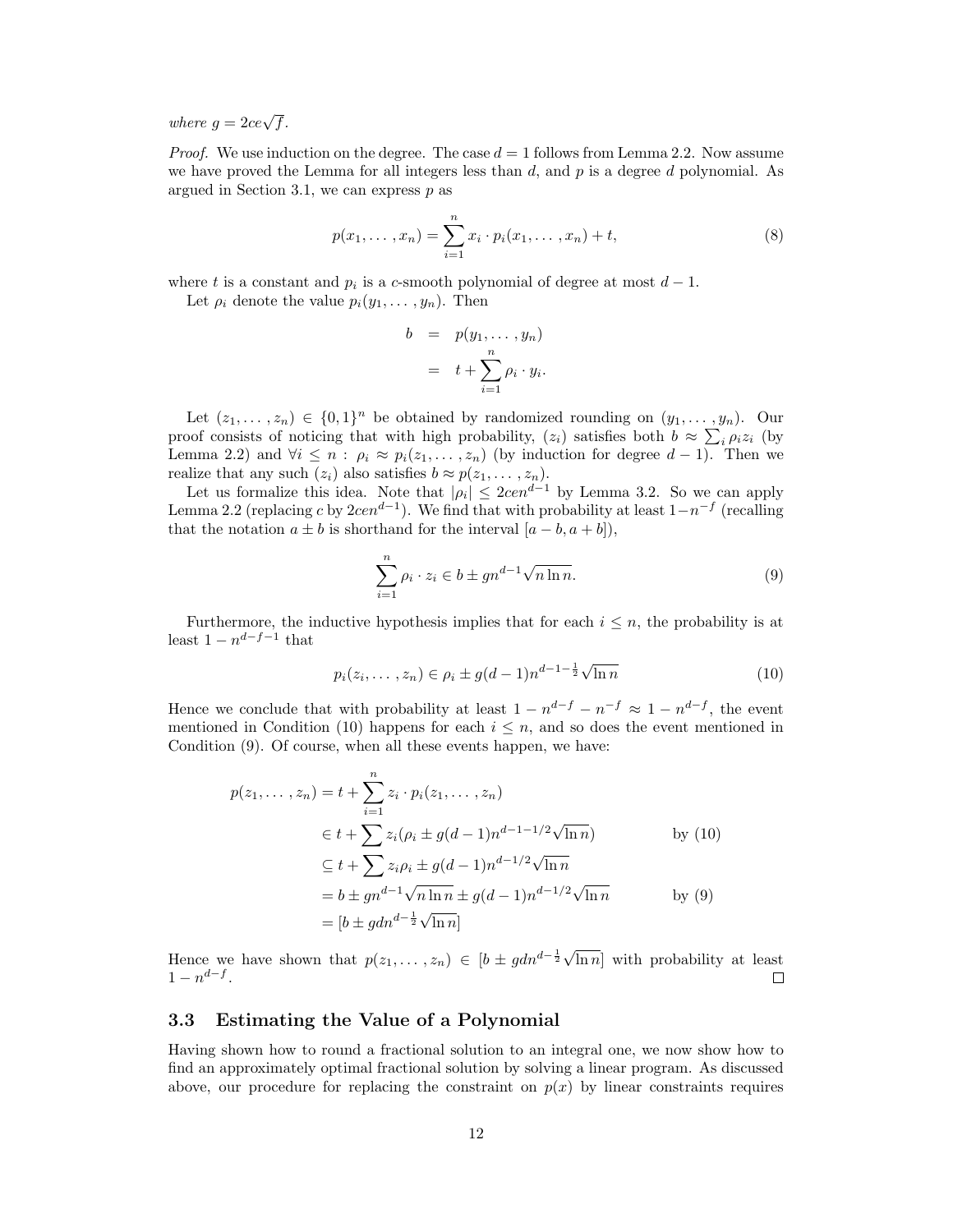*where* $g = 2ce\sqrt{f}$.

*Proof.* We use induction on the degree. The case $d = 1$ follows from Lemma 2.2. Now assume we have proved the Lemma for all integers less than $d$, and $p$ is a degree $d$ polynomial. As argued in Section 3.1, we can express $p$ as

$$p(x_1, \ldots, x_n) = \sum_{i=1}^{n} x_i \cdot p_i(x_1, \ldots, x_n) + t, \tag{8}$$

where $t$ is a constant and $p_i$ is a $c$-smooth polynomial of degree at most $d - 1$.

Let $\rho_i$ denote the value $p_i(y_1, \ldots, y_n)$. Then

$$\begin{aligned} b &= p(y_1, \ldots, y_n) \\ &= t + \sum_{i=1}^{n} \rho_i \cdot y_i. \end{aligned}$$

Let $(z_1, \ldots, z_n) \in \{0, 1\}^n$ be obtained by randomized rounding on $(y_1, \ldots, y_n)$. Our proof consists of noticing that with high probability, $(z_i)$ satisfies both $b \approx \sum_i \rho_i z_i$ (by Lemma 2.2) and $\forall i \leq n : \rho_i \approx p_i(z_1, \ldots, z_n)$ (by induction for degree $d - 1$). Then we realize that any such $(z_i)$ also satisfies $b \approx p(z_1, \ldots, z_n)$.

Let us formalize this idea. Note that $|\rho_i| \leq 2cen^{d-1}$ by Lemma 3.2. So we can apply Lemma 2.2 (replacing $c$ by $2cen^{d-1}$). We find that with probability at least $1 - n^{-f}$ (recalling that the notation $a \pm b$ is shorthand for the interval $[a - b, a + b]$),

$$\sum_{i=1}^{n} \rho_i \cdot z_i \in b \pm gn^{d-1}\sqrt{n \ln n}. \tag{9}$$

Furthermore, the inductive hypothesis implies that for each $i \leq n$, the probability is at least $1 - n^{d-f-1}$ that

$$p_i(z_i, \ldots, z_n) \in \rho_i \pm g(d-1)n^{d-1-\frac{1}{2}}\sqrt{\ln n} \tag{10}$$

Hence we conclude that with probability at least $1 - n^{d-f} - n^{-f} \approx 1 - n^{d-f}$, the event mentioned in Condition (10) happens for each $i \leq n$, and so does the event mentioned in Condition (9). Of course, when all these events happen, we have:

$$\begin{aligned} p(z_1, \ldots, z_n) &= t + \sum_{i=1}^{n} z_i \cdot p_i(z_1, \ldots, z_n) \\ &\in t + \sum z_i(\rho_i \pm g(d-1)n^{d-1-1/2}\sqrt{\ln n}) && \text{by (10)} \\ &\subseteq t + \sum z_i \rho_i \pm g(d-1)n^{d-1/2}\sqrt{\ln n} \\ &= b \pm gn^{d-1}\sqrt{n \ln n} \pm g(d-1)n^{d-1/2}\sqrt{\ln n} && \text{by (9)} \\ &= [b \pm gdn^{d-\frac{1}{2}}\sqrt{\ln n}] \end{aligned}$$

Hence we have shown that $p(z_1, \ldots, z_n) \in [b \pm gdn^{d-\frac{1}{2}}\sqrt{\ln n}]$ with probability at least $1 - n^{d-f}$. ∎

### 3.3 Estimating the Value of a Polynomial

Having shown how to round a fractional solution to an integral one, we now show how to find an approximately optimal fractional solution by solving a linear program. As discussed above, our procedure for replacing the constraint on $p(x)$ by linear constraints requires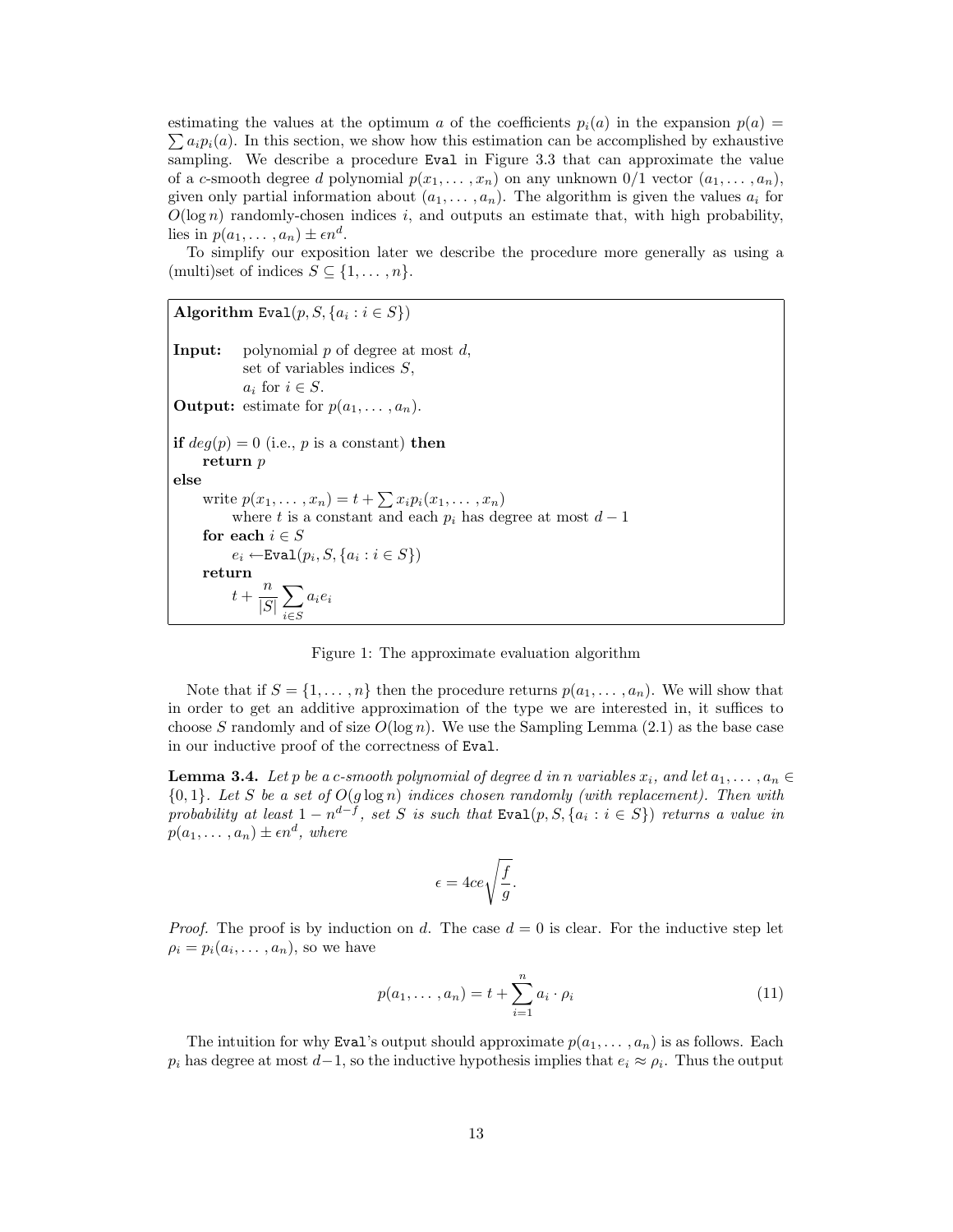estimating the values at the optimum $a$ of the coefficients $p_i(a)$ in the expansion $p(a) = \sum a_i p_i(a)$. In this section, we show how this estimation can be accomplished by exhaustive sampling. We describe a procedure `Eval` in Figure 3.3 that can approximate the value of a $c$-smooth degree $d$ polynomial $p(x_1, \ldots, x_n)$ on any unknown 0/1 vector $(a_1, \ldots, a_n)$, given only partial information about $(a_1, \ldots, a_n)$. The algorithm is given the values $a_i$ for $O(\log n)$ randomly-chosen indices $i$, and outputs an estimate that, with high probability, lies in $p(a_1, \ldots, a_n) \pm \epsilon n^d$.

To simplify our exposition later we describe the procedure more generally as using a (multi)set of indices $S \subseteq \{1, \ldots, n\}$.

**Algorithm** `Eval`$(p, S, \{a_i : i \in S\})$

**Input:** polynomial $p$ of degree at most $d$,
set of variables indices $S$,
$a_i$ for $i \in S$.

**Output:** estimate for $p(a_1, \ldots, a_n)$.

**if** $deg(p) = 0$ (i.e., $p$ is a constant) **then**
  **return** $p$
**else**
  write $p(x_1, \ldots, x_n) = t + \sum x_i p_i(x_1, \ldots, x_n)$
    where $t$ is a constant and each $p_i$ has degree at most $d - 1$
  **for each** $i \in S$
    $e_i \leftarrow$ `Eval`$(p_i, S, \{a_i : i \in S\})$
  **return**
    $t + \frac{n}{|S|} \sum_{i \in S} a_i e_i$

Figure 1: The approximate evaluation algorithm

Note that if $S = \{1, \ldots, n\}$ then the procedure returns $p(a_1, \ldots, a_n)$. We will show that in order to get an additive approximation of the type we are interested in, it suffices to choose $S$ randomly and of size $O(\log n)$. We use the Sampling Lemma (2.1) as the base case in our inductive proof of the correctness of `Eval`.

**Lemma 3.4.** *Let $p$ be a $c$-smooth polynomial of degree $d$ in $n$ variables $x_i$, and let $a_1, \ldots, a_n \in \{0, 1\}$. Let $S$ be a set of $O(g \log n)$ indices chosen randomly (with replacement). Then with probability at least $1 - n^{d-f}$, set $S$ is such that* `Eval`$(p, S, \{a_i : i \in S\})$ *returns a value in $p(a_1, \ldots, a_n) \pm \epsilon n^d$, where*

$$\epsilon = 4ce\sqrt{\frac{f}{g}}.$$

*Proof.* The proof is by induction on $d$. The case $d = 0$ is clear. For the inductive step let $\rho_i = p_i(a_i, \ldots, a_n)$, so we have

$$p(a_1, \ldots, a_n) = t + \sum_{i=1}^{n} a_i \cdot \rho_i \tag{11}$$

The intuition for why `Eval`'s output should approximate $p(a_1, \ldots, a_n)$ is as follows. Each $p_i$ has degree at most $d-1$, so the inductive hypothesis implies that $e_i \approx \rho_i$. Thus the output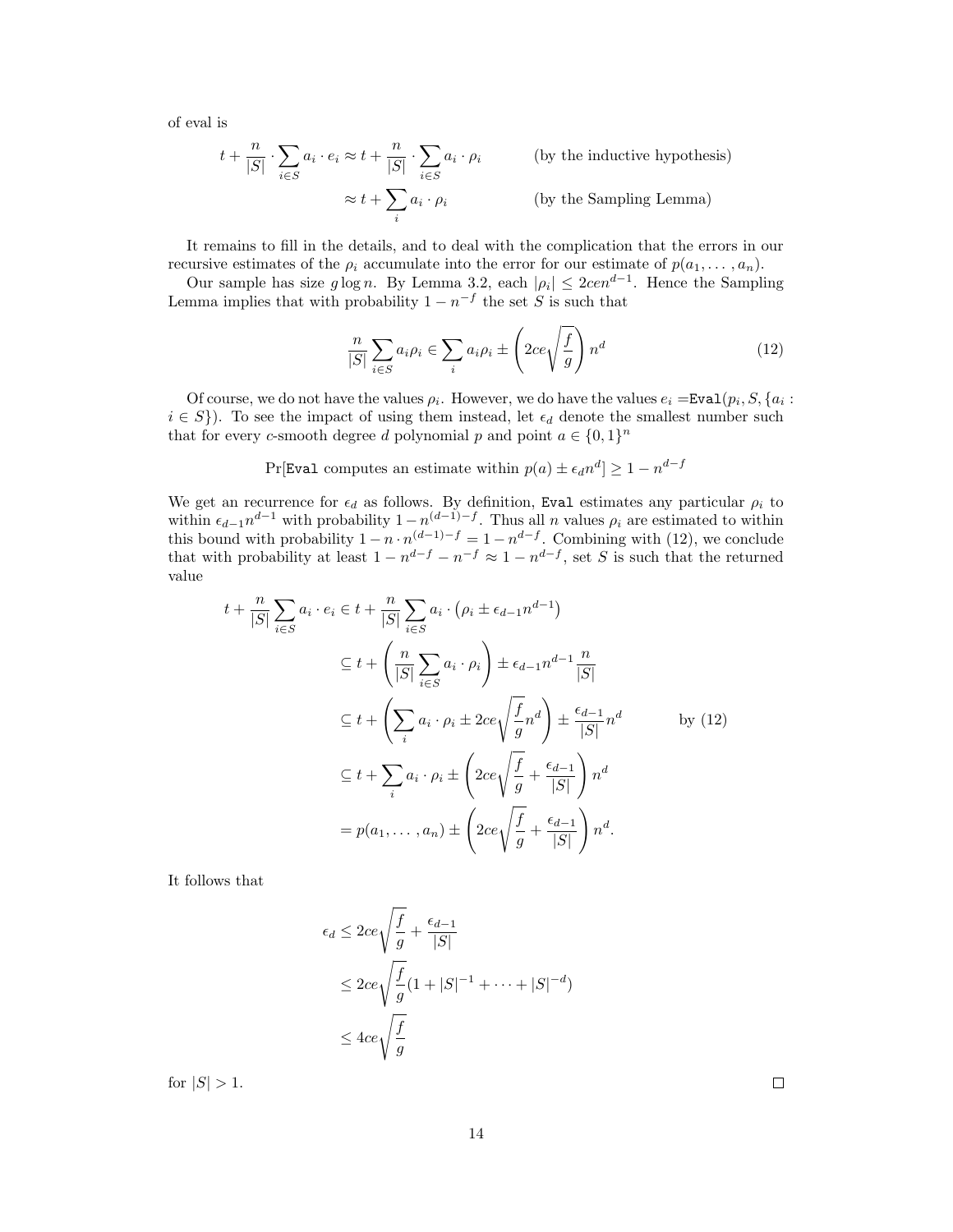of eval is

$$t + \frac{n}{|S|} \cdot \sum_{i \in S} a_i \cdot e_i \approx t + \frac{n}{|S|} \cdot \sum_{i \in S} a_i \cdot \rho_i \qquad \text{(by the inductive hypothesis)}$$

$$\approx t + \sum_i a_i \cdot \rho_i \qquad \text{(by the Sampling Lemma)}$$

It remains to fill in the details, and to deal with the complication that the errors in our recursive estimates of the $\rho_i$ accumulate into the error for our estimate of $p(a_1, \ldots, a_n)$.

Our sample has size $g \log n$. By Lemma 3.2, each $|\rho_i| \leq 2cen^{d-1}$. Hence the Sampling Lemma implies that with probability $1 - n^{-f}$ the set $S$ is such that

$$\frac{n}{|S|} \sum_{i \in S} a_i \rho_i \in \sum_i a_i \rho_i \pm \left( 2ce\sqrt{\frac{f}{g}} \right) n^d \tag{12}$$

Of course, we do not have the values $\rho_i$. However, we do have the values $e_i =$`Eval`$(p_i, S, \{a_i : i \in S\})$. To see the impact of using them instead, let $\epsilon_d$ denote the smallest number such that for every $c$-smooth degree $d$ polynomial $p$ and point $a \in \{0,1\}^n$

$$\Pr[\texttt{Eval} \text{ computes an estimate within } p(a) \pm \epsilon_d n^d] \geq 1 - n^{d-f}$$

We get an recurrence for $\epsilon_d$ as follows. By definition, `Eval` estimates any particular $\rho_i$ to within $\epsilon_{d-1} n^{d-1}$ with probability $1 - n^{(d-1)-f}$. Thus all $n$ values $\rho_i$ are estimated to within this bound with probability $1 - n \cdot n^{(d-1)-f} = 1 - n^{d-f}$. Combining with (12), we conclude that with probability at least $1 - n^{d-f} - n^{-f} \approx 1 - n^{d-f}$, set $S$ is such that the returned value

$$\begin{aligned}
t + \frac{n}{|S|} \sum_{i \in S} a_i \cdot e_i &\in t + \frac{n}{|S|} \sum_{i \in S} a_i \cdot \left( \rho_i \pm \epsilon_{d-1} n^{d-1} \right) \\
&\subseteq t + \left( \frac{n}{|S|} \sum_{i \in S} a_i \cdot \rho_i \right) \pm \epsilon_{d-1} n^{d-1} \frac{n}{|S|} \\
&\subseteq t + \left( \sum_i a_i \cdot \rho_i \pm 2ce\sqrt{\frac{f}{g}} n^d \right) \pm \frac{\epsilon_{d-1}}{|S|} n^d \qquad \text{by (12)} \\
&\subseteq t + \sum_i a_i \cdot \rho_i \pm \left( 2ce\sqrt{\frac{f}{g}} + \frac{\epsilon_{d-1}}{|S|} \right) n^d \\
&= p(a_1, \ldots, a_n) \pm \left( 2ce\sqrt{\frac{f}{g}} + \frac{\epsilon_{d-1}}{|S|} \right) n^d.
\end{aligned}$$

It follows that

$$\begin{aligned}
\epsilon_d &\leq 2ce\sqrt{\frac{f}{g}} + \frac{\epsilon_{d-1}}{|S|} \\
&\leq 2ce\sqrt{\frac{f}{g}} (1 + |S|^{-1} + \cdots + |S|^{-d}) \\
&\leq 4ce\sqrt{\frac{f}{g}}
\end{aligned}$$

for $|S| > 1$. $\square$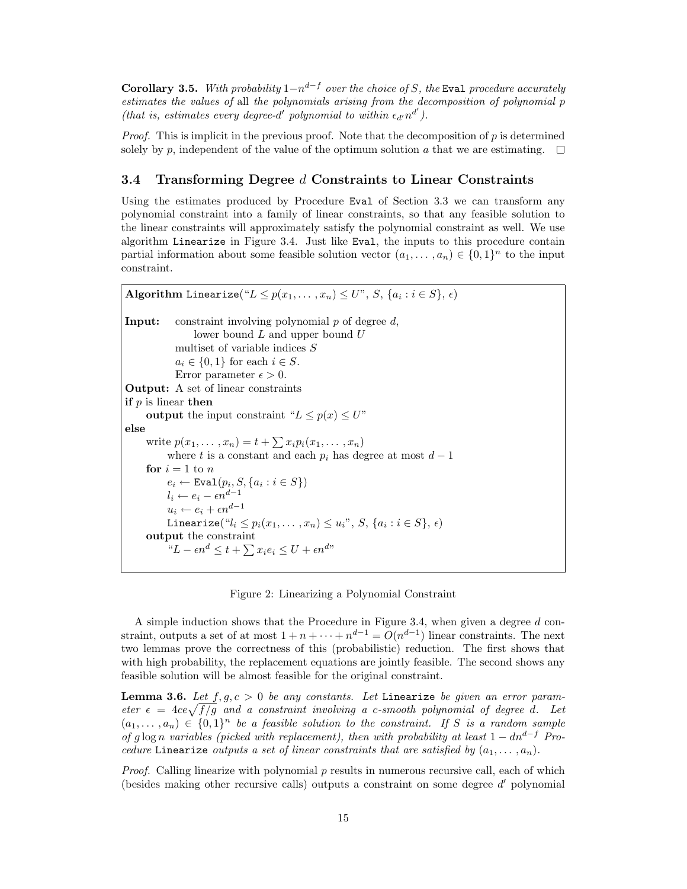**Corollary 3.5.** *With probability $1 - n^{d-f}$ over the choice of $S$, the* `Eval` *procedure accurately estimates the values of* all *the polynomials arising from the decomposition of polynomial $p$ (that is, estimates every degree-$d'$ polynomial to within $\epsilon_{d'} n^{d'}$).*

*Proof.* This is implicit in the previous proof. Note that the decomposition of $p$ is determined solely by $p$, independent of the value of the optimum solution $a$ that we are estimating. □

### 3.4 Transforming Degree $d$ Constraints to Linear Constraints

Using the estimates produced by Procedure `Eval` of Section 3.3 we can transform any polynomial constraint into a family of linear constraints, so that any feasible solution to the linear constraints will approximately satisfy the polynomial constraint as well. We use algorithm `Linearize` in Figure 3.4. Just like `Eval`, the inputs to this procedure contain partial information about some feasible solution vector $(a_1, \dots, a_n) \in \{0,1\}^n$ to the input constraint.

> **Algorithm** `Linearize`("$L \le p(x_1, \dots, x_n) \le U$", $S$, $\{a_i : i \in S\}$, $\epsilon$)
>
> **Input:** constraint involving polynomial $p$ of degree $d$,
>     lower bound $L$ and upper bound $U$
>   multiset of variable indices $S$
>   $a_i \in \{0,1\}$ for each $i \in S$.
>   Error parameter $\epsilon > 0$.
>
> **Output:** A set of linear constraints
>
> **if** $p$ is linear **then**
>   **output** the input constraint "$L \le p(x) \le U$"
>
> **else**
>   write $p(x_1, \dots, x_n) = t + \sum x_i p_i(x_1, \dots, x_n)$
>     where $t$ is a constant and each $p_i$ has degree at most $d-1$
>   **for** $i = 1$ to $n$
>     $e_i \leftarrow$ `Eval`$(p_i, S, \{a_i : i \in S\})$
>     $l_i \leftarrow e_i - \epsilon n^{d-1}$
>     $u_i \leftarrow e_i + \epsilon n^{d-1}$
>     `Linearize`("$l_i \le p_i(x_1, \dots, x_n) \le u_i$", $S$, $\{a_i : i \in S\}$, $\epsilon$)
>   **output** the constraint
>     "$L - \epsilon n^d \le t + \sum x_i e_i \le U + \epsilon n^d$"

Figure 2: Linearizing a Polynomial Constraint

A simple induction shows that the Procedure in Figure 3.4, when given a degree $d$ constraint, outputs a set of at most $1 + n + \cdots + n^{d-1} = O(n^{d-1})$ linear constraints. The next two lemmas prove the correctness of this (probabilistic) reduction. The first shows that with high probability, the replacement equations are jointly feasible. The second shows any feasible solution will be almost feasible for the original constraint.

**Lemma 3.6.** *Let $f, g, c > 0$ be any constants. Let* `Linearize` *be given an error parameter $\epsilon = 4ce\sqrt{f/g}$ and a constraint involving a $c$-smooth polynomial of degree $d$. Let $(a_1, \dots, a_n) \in \{0,1\}^n$ be a feasible solution to the constraint. If $S$ is a random sample of $g \log n$ variables (picked with replacement), then with probability at least $1 - dn^{d-f}$ Procedure* `Linearize` *outputs a set of linear constraints that are satisfied by $(a_1, \dots, a_n)$.*

*Proof.* Calling linearize with polynomial $p$ results in numerous recursive call, each of which (besides making other recursive calls) outputs a constraint on some degree $d'$ polynomial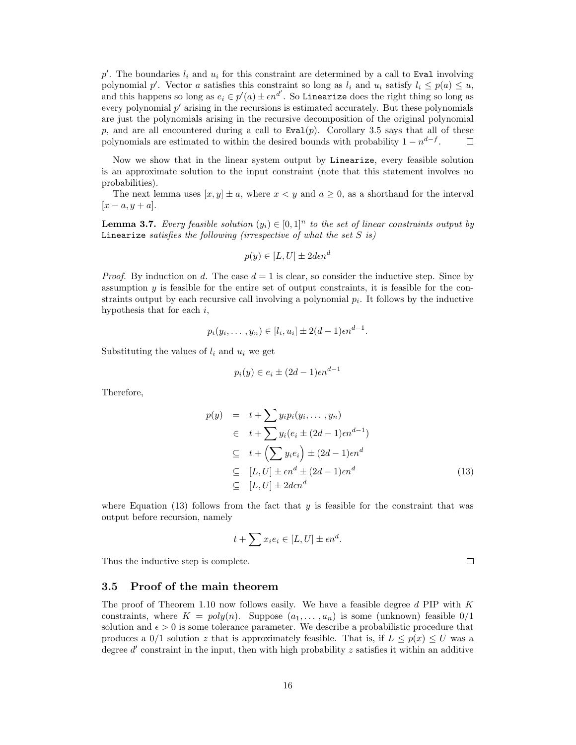$p'$. The boundaries $l_i$ and $u_i$ for this constraint are determined by a call to `Eval` involving polynomial $p'$. Vector $a$ satisfies this constraint so long as $l_i$ and $u_i$ satisfy $l_i \le p(a) \le u$, and this happens so long as $e_i \in p'(a) \pm \epsilon n^{d'}$. So `Linearize` does the right thing so long as every polynomial $p'$ arising in the recursions is estimated accurately. But these polynomials are just the polynomials arising in the recursive decomposition of the original polynomial $p$, and are all encountered during a call to `Eval`$(p)$. Corollary 3.5 says that all of these polynomials are estimated to within the desired bounds with probability $1 - n^{d-f}$. □

Now we show that in the linear system output by `Linearize`, every feasible solution is an approximate solution to the input constraint (note that this statement involves no probabilities).

The next lemma uses $[x, y] \pm a$, where $x < y$ and $a \ge 0$, as a shorthand for the interval $[x - a, y + a]$.

**Lemma 3.7.** *Every feasible solution $(y_i) \in [0,1]^n$ to the set of linear constraints output by* `Linearize` *satisfies the following (irrespective of what the set $S$ is)*

$$p(y) \in [L, U] \pm 2d\epsilon n^d$$

*Proof.* By induction on $d$. The case $d = 1$ is clear, so consider the inductive step. Since by assumption $y$ is feasible for the entire set of output constraints, it is feasible for the constraints output by each recursive call involving a polynomial $p_i$. It follows by the inductive hypothesis that for each $i$,

$$p_i(y_i, \dots, y_n) \in [l_i, u_i] \pm 2(d-1)\epsilon n^{d-1}.$$

Substituting the values of $l_i$ and $u_i$ we get

$$p_i(y) \in e_i \pm (2d-1)\epsilon n^{d-1}$$

Therefore,

$$\begin{aligned}
p(y) &= t + \sum y_i p_i(y_i, \dots, y_n) \\
&\in t + \sum y_i (e_i \pm (2d-1)\epsilon n^{d-1}) \\
&\subseteq t + \left(\sum y_i e_i\right) \pm (2d-1)\epsilon n^d \\
&\subseteq [L, U] \pm \epsilon n^d \pm (2d-1)\epsilon n^d \qquad (13) \\
&\subseteq [L, U] \pm 2d\epsilon n^d
\end{aligned}$$

where Equation (13) follows from the fact that $y$ is feasible for the constraint that was output before recursion, namely

$$t + \sum x_i e_i \in [L, U] \pm \epsilon n^d.$$

Thus the inductive step is complete. □

### 3.5 Proof of the main theorem

The proof of Theorem 1.10 now follows easily. We have a feasible degree $d$ PIP with $K$ constraints, where $K = poly(n)$. Suppose $(a_1, \dots, a_n)$ is some (unknown) feasible 0/1 solution and $\epsilon > 0$ is some tolerance parameter. We describe a probabilistic procedure that produces a 0/1 solution $z$ that is approximately feasible. That is, if $L \le p(x) \le U$ was a degree $d'$ constraint in the input, then with high probability $z$ satisfies it within an additive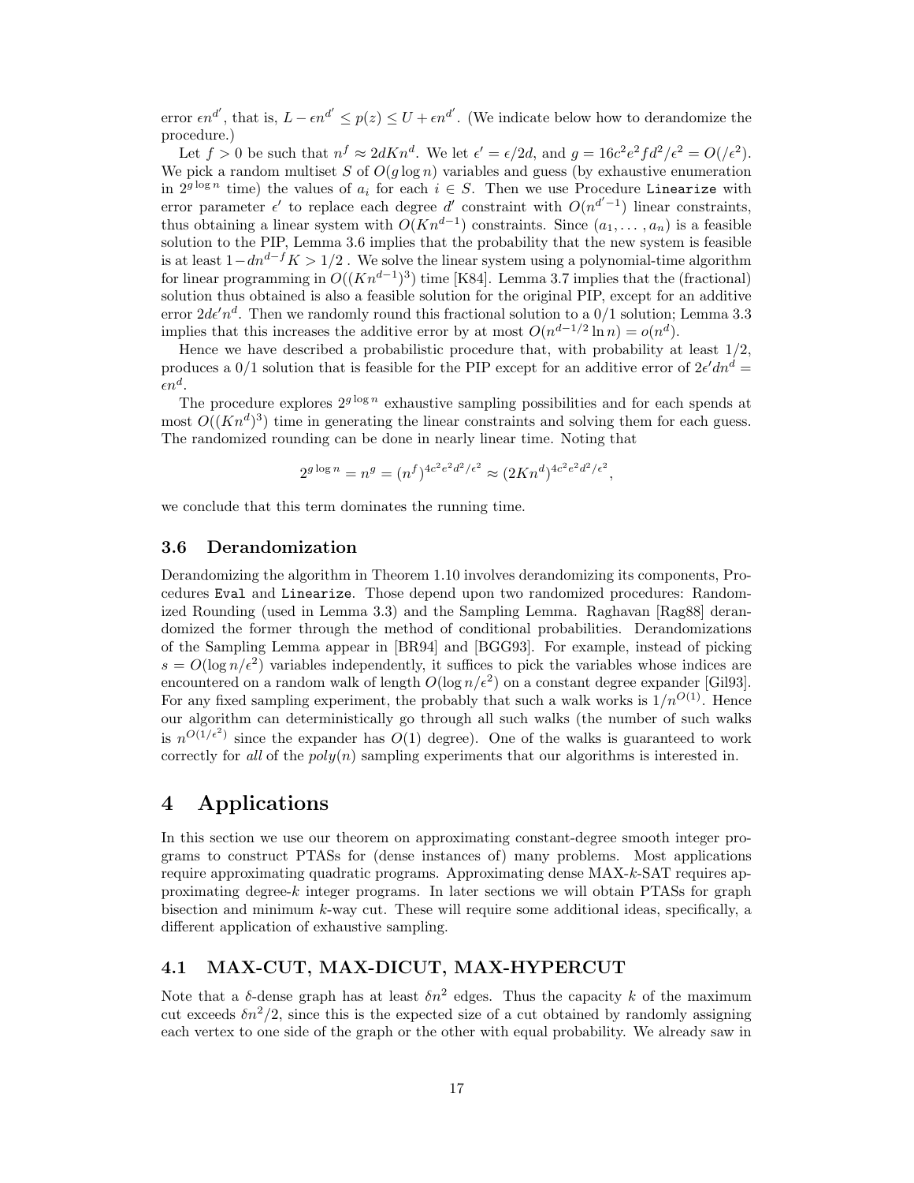error $\epsilon n^{d'}$, that is, $L - \epsilon n^{d'} \leq p(z) \leq U + \epsilon n^{d'}$. (We indicate below how to derandomize the procedure.)

Let $f > 0$ be such that $n^f \approx 2dKn^d$. We let $\epsilon' = \epsilon/2d$, and $g = 16c^2e^2fd^2/\epsilon^2 = O(/\epsilon^2)$. We pick a random multiset $S$ of $O(g \log n)$ variables and guess (by exhaustive enumeration in $2^{g \log n}$ time) the values of $a_i$ for each $i \in S$. Then we use Procedure `Linearize` with error parameter $\epsilon'$ to replace each degree $d'$ constraint with $O(n^{d'-1})$ linear constraints, thus obtaining a linear system with $O(Kn^{d-1})$ constraints. Since $(a_1, \ldots, a_n)$ is a feasible solution to the PIP, Lemma 3.6 implies that the probability that the new system is feasible is at least $1 - dn^{d-f}K > 1/2$ . We solve the linear system using a polynomial-time algorithm for linear programming in $O((Kn^{d-1})^3)$ time [K84]. Lemma 3.7 implies that the (fractional) solution thus obtained is also a feasible solution for the original PIP, except for an additive error $2d\epsilon' n^d$. Then we randomly round this fractional solution to a 0/1 solution; Lemma 3.3 implies that this increases the additive error by at most $O(n^{d-1/2} \ln n) = o(n^d)$.

Hence we have described a probabilistic procedure that, with probability at least 1/2, produces a 0/1 solution that is feasible for the PIP except for an additive error of $2\epsilon' dn^d = \epsilon n^d$.

The procedure explores $2^{g \log n}$ exhaustive sampling possibilities and for each spends at most $O((Kn^d)^3)$ time in generating the linear constraints and solving them for each guess. The randomized rounding can be done in nearly linear time. Noting that

$$2^{g \log n} = n^g = (n^f)^{4c^2e^2d^2/\epsilon^2} \approx (2Kn^d)^{4c^2e^2d^2/\epsilon^2},$$

we conclude that this term dominates the running time.

### 3.6 Derandomization

Derandomizing the algorithm in Theorem 1.10 involves derandomizing its components, Procedures `Eval` and `Linearize`. Those depend upon two randomized procedures: Randomized Rounding (used in Lemma 3.3) and the Sampling Lemma. Raghavan [Rag88] derandomized the former through the method of conditional probabilities. Derandomizations of the Sampling Lemma appear in [BR94] and [BGG93]. For example, instead of picking $s = O(\log n/\epsilon^2)$ variables independently, it suffices to pick the variables whose indices are encountered on a random walk of length $O(\log n/\epsilon^2)$ on a constant degree expander [Gil93]. For any fixed sampling experiment, the probably that such a walk works is $1/n^{O(1)}$. Hence our algorithm can deterministically go through all such walks (the number of such walks is $n^{O(1/\epsilon^2)}$ since the expander has $O(1)$ degree). One of the walks is guaranteed to work correctly for *all* of the $poly(n)$ sampling experiments that our algorithms is interested in.

## 4 Applications

In this section we use our theorem on approximating constant-degree smooth integer programs to construct PTASs for (dense instances of) many problems. Most applications require approximating quadratic programs. Approximating dense MAX-$k$-SAT requires approximating degree-$k$ integer programs. In later sections we will obtain PTASs for graph bisection and minimum $k$-way cut. These will require some additional ideas, specifically, a different application of exhaustive sampling.

### 4.1 MAX-CUT, MAX-DICUT, MAX-HYPERCUT

Note that a $\delta$-dense graph has at least $\delta n^2$ edges. Thus the capacity $k$ of the maximum cut exceeds $\delta n^2/2$, since this is the expected size of a cut obtained by randomly assigning each vertex to one side of the graph or the other with equal probability. We already saw in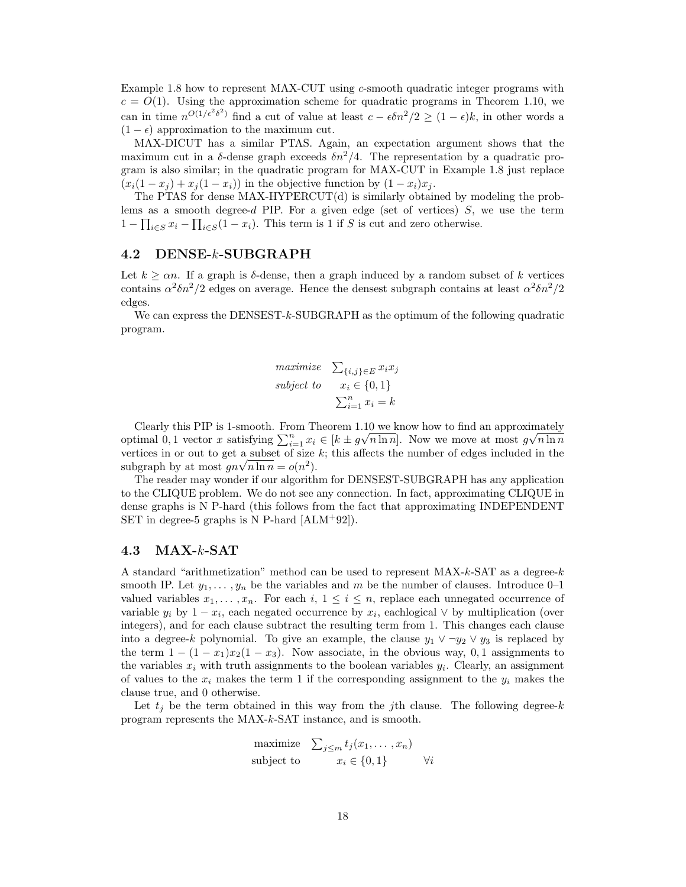Example 1.8 how to represent MAX-CUT using $c$-smooth quadratic integer programs with $c = O(1)$. Using the approximation scheme for quadratic programs in Theorem 1.10, we can in time $n^{O(1/\epsilon^2\delta^2)}$ find a cut of value at least $c - \epsilon\delta n^2/2 \geq (1-\epsilon)k$, in other words a $(1-\epsilon)$ approximation to the maximum cut.

MAX-DICUT has a similar PTAS. Again, an expectation argument shows that the maximum cut in a $\delta$-dense graph exceeds $\delta n^2/4$. The representation by a quadratic program is also similar; in the quadratic program for MAX-CUT in Example 1.8 just replace $(x_i(1-x_j) + x_j(1-x_i))$ in the objective function by $(1-x_i)x_j$.

The PTAS for dense MAX-HYPERCUT(d) is similarly obtained by modeling the problems as a smooth degree-$d$ PIP. For a given edge (set of vertices) $S$, we use the term $1 - \prod_{i\in S} x_i - \prod_{i\in S}(1-x_i)$. This term is 1 if $S$ is cut and zero otherwise.

## 4.2 DENSE-$k$-SUBGRAPH

Let $k \geq \alpha n$. If a graph is $\delta$-dense, then a graph induced by a random subset of $k$ vertices contains $\alpha^2\delta n^2/2$ edges on average. Hence the densest subgraph contains at least $\alpha^2\delta n^2/2$ edges.

We can express the DENSEST-$k$-SUBGRAPH as the optimum of the following quadratic program.

$$
\begin{aligned}
\textit{maximize} \quad & \textstyle\sum_{\{i,j\}\in E} x_i x_j \\
\textit{subject to} \quad & x_i \in \{0,1\} \\
& \textstyle\sum_{i=1}^n x_i = k
\end{aligned}
$$

Clearly this PIP is 1-smooth. From Theorem 1.10 we know how to find an approximately optimal $0,1$ vector $x$ satisfying $\sum_{i=1}^n x_i \in [k \pm g\sqrt{n \ln n}]$. Now we move at most $g\sqrt{n\ln n}$ vertices in or out to get a subset of size $k$; this affects the number of edges included in the subgraph by at most $gn\sqrt{n\ln n} = o(n^2)$.

The reader may wonder if our algorithm for DENSEST-SUBGRAPH has any application to the CLIQUE problem. We do not see any connection. In fact, approximating CLIQUE in dense graphs is N P-hard (this follows from the fact that approximating INDEPENDENT SET in degree-5 graphs is N P-hard [ALM+92]).

## 4.3 MAX-$k$-SAT

A standard "arithmetization" method can be used to represent MAX-$k$-SAT as a degree-$k$ smooth IP. Let $y_1, \ldots, y_n$ be the variables and $m$ be the number of clauses. Introduce 0–1 valued variables $x_1, \ldots, x_n$. For each $i$, $1 \leq i \leq n$, replace each unnegated occurrence of variable $y_i$ by $1 - x_i$, each negated occurrence by $x_i$, eachlogical $\vee$ by multiplication (over integers), and for each clause subtract the resulting term from 1. This changes each clause into a degree-$k$ polynomial. To give an example, the clause $y_1 \vee \neg y_2 \vee y_3$ is replaced by the term $1 - (1-x_1)x_2(1-x_3)$. Now associate, in the obvious way, $0,1$ assignments to the variables $x_i$ with truth assignments to the boolean variables $y_i$. Clearly, an assignment of values to the $x_i$ makes the term 1 if the corresponding assignment to the $y_i$ makes the clause true, and 0 otherwise.

Let $t_j$ be the term obtained in this way from the $j$th clause. The following degree-$k$ program represents the MAX-$k$-SAT instance, and is smooth.

$$
\begin{aligned}
\text{maximize} \quad & \textstyle\sum_{j\leq m} t_j(x_1, \ldots, x_n) \\
\text{subject to} \quad & x_i \in \{0,1\} \qquad \forall i
\end{aligned}
$$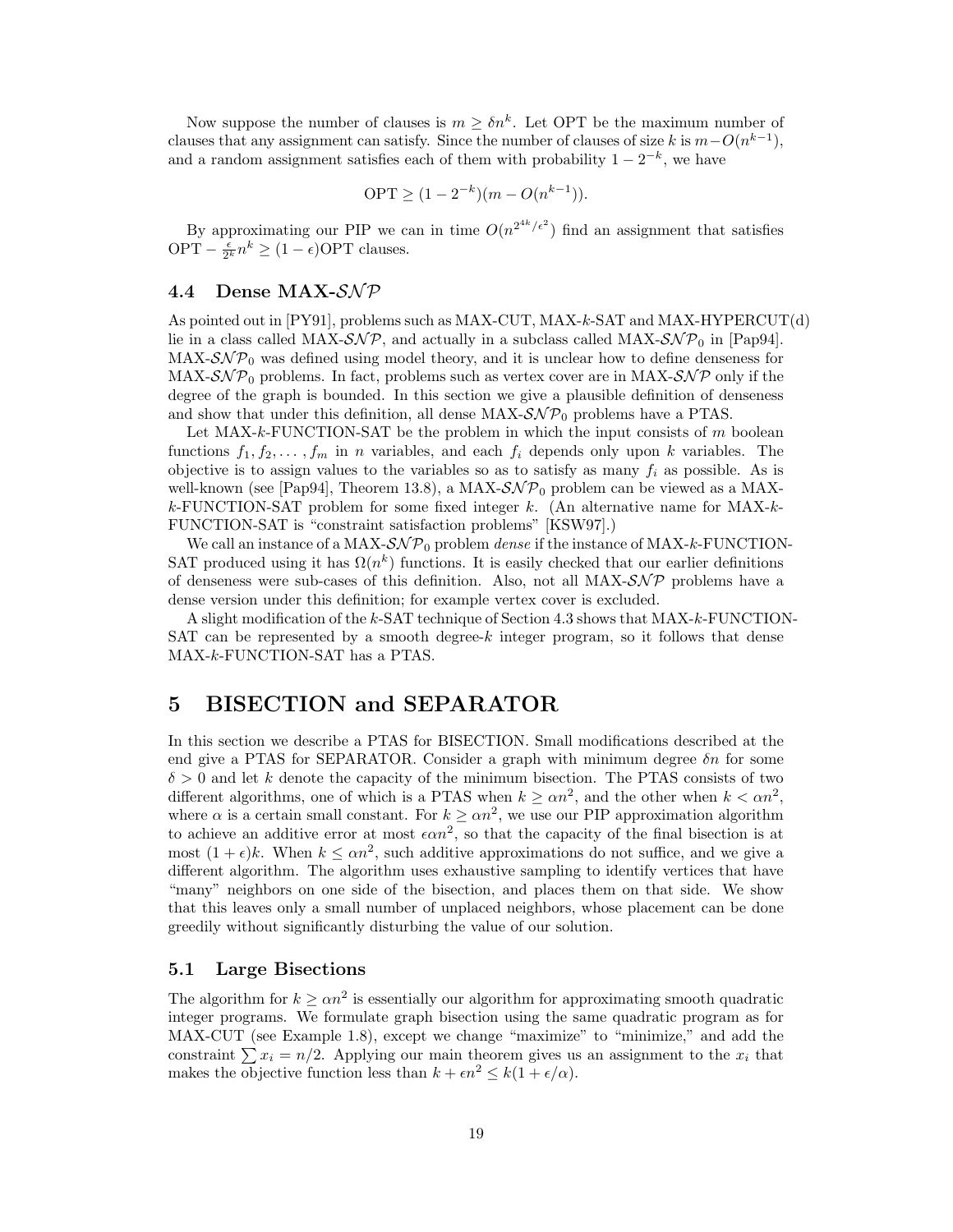Now suppose the number of clauses is $m \geq \delta n^k$. Let OPT be the maximum number of clauses that any assignment can satisfy. Since the number of clauses of size $k$ is $m - O(n^{k-1})$, and a random assignment satisfies each of them with probability $1 - 2^{-k}$, we have

$$\text{OPT} \geq (1 - 2^{-k})(m - O(n^{k-1})).$$

By approximating our PIP we can in time $O(n^{2^{4k}/\epsilon^2})$ find an assignment that satisfies $\text{OPT} - \frac{\epsilon}{2^k} n^k \geq (1 - \epsilon)\text{OPT}$ clauses.

### 4.4 Dense MAX-$\mathcal{SNP}$

As pointed out in [PY91], problems such as MAX-CUT, MAX-$k$-SAT and MAX-HYPERCUT(d) lie in a class called MAX-$\mathcal{SNP}$, and actually in a subclass called MAX-$\mathcal{SNP}_0$ in [Pap94]. MAX-$\mathcal{SNP}_0$ was defined using model theory, and it is unclear how to define denseness for MAX-$\mathcal{SNP}_0$ problems. In fact, problems such as vertex cover are in MAX-$\mathcal{SNP}$ only if the degree of the graph is bounded. In this section we give a plausible definition of denseness and show that under this definition, all dense MAX-$\mathcal{SNP}_0$ problems have a PTAS.

Let MAX-$k$-FUNCTION-SAT be the problem in which the input consists of $m$ boolean functions $f_1, f_2, \ldots, f_m$ in $n$ variables, and each $f_i$ depends only upon $k$ variables. The objective is to assign values to the variables so as to satisfy as many $f_i$ as possible. As is well-known (see [Pap94], Theorem 13.8), a MAX-$\mathcal{SNP}_0$ problem can be viewed as a MAX-$k$-FUNCTION-SAT problem for some fixed integer $k$. (An alternative name for MAX-$k$-FUNCTION-SAT is "constraint satisfaction problems" [KSW97].)

We call an instance of a MAX-$\mathcal{SNP}_0$ problem *dense* if the instance of MAX-$k$-FUNCTION-SAT produced using it has $\Omega(n^k)$ functions. It is easily checked that our earlier definitions of denseness were sub-cases of this definition. Also, not all MAX-$\mathcal{SNP}$ problems have a dense version under this definition; for example vertex cover is excluded.

A slight modification of the $k$-SAT technique of Section 4.3 shows that MAX-$k$-FUNCTION-SAT can be represented by a smooth degree-$k$ integer program, so it follows that dense MAX-$k$-FUNCTION-SAT has a PTAS.

## 5 BISECTION and SEPARATOR

In this section we describe a PTAS for BISECTION. Small modifications described at the end give a PTAS for SEPARATOR. Consider a graph with minimum degree $\delta n$ for some $\delta > 0$ and let $k$ denote the capacity of the minimum bisection. The PTAS consists of two different algorithms, one of which is a PTAS when $k \geq \alpha n^2$, and the other when $k < \alpha n^2$, where $\alpha$ is a certain small constant. For $k \geq \alpha n^2$, we use our PIP approximation algorithm to achieve an additive error at most $\epsilon \alpha n^2$, so that the capacity of the final bisection is at most $(1 + \epsilon)k$. When $k \leq \alpha n^2$, such additive approximations do not suffice, and we give a different algorithm. The algorithm uses exhaustive sampling to identify vertices that have "many" neighbors on one side of the bisection, and places them on that side. We show that this leaves only a small number of unplaced neighbors, whose placement can be done greedily without significantly disturbing the value of our solution.

### 5.1 Large Bisections

The algorithm for $k \geq \alpha n^2$ is essentially our algorithm for approximating smooth quadratic integer programs. We formulate graph bisection using the same quadratic program as for MAX-CUT (see Example 1.8), except we change "maximize" to "minimize," and add the constraint $\sum x_i = n/2$. Applying our main theorem gives us an assignment to the $x_i$ that makes the objective function less than $k + \epsilon n^2 \leq k(1 + \epsilon/\alpha)$.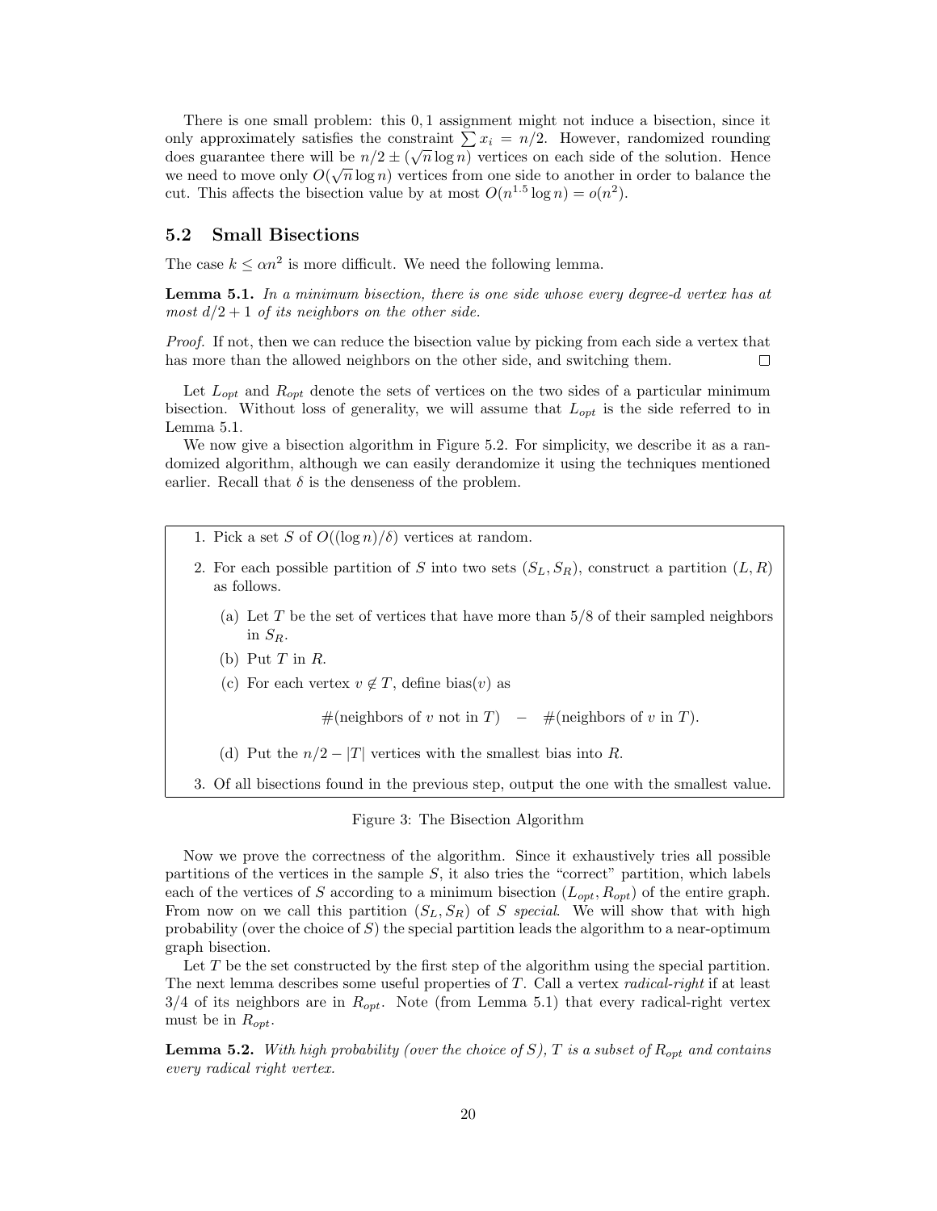There is one small problem: this 0, 1 assignment might not induce a bisection, since it only approximately satisfies the constraint $\sum x_i = n/2$. However, randomized rounding does guarantee there will be $n/2 \pm (\sqrt{n} \log n)$ vertices on each side of the solution. Hence we need to move only $O(\sqrt{n} \log n)$ vertices from one side to another in order to balance the cut. This affects the bisection value by at most $O(n^{1.5} \log n) = o(n^2)$.

## 5.2 Small Bisections

The case $k \leq \alpha n^2$ is more difficult. We need the following lemma.

**Lemma 5.1.** *In a minimum bisection, there is one side whose every degree-d vertex has at most $d/2 + 1$ of its neighbors on the other side.*

*Proof.* If not, then we can reduce the bisection value by picking from each side a vertex that has more than the allowed neighbors on the other side, and switching them. $\square$

Let $L_{opt}$ and $R_{opt}$ denote the sets of vertices on the two sides of a particular minimum bisection. Without loss of generality, we will assume that $L_{opt}$ is the side referred to in Lemma 5.1.

We now give a bisection algorithm in Figure 5.2. For simplicity, we describe it as a randomized algorithm, although we can easily derandomize it using the techniques mentioned earlier. Recall that $\delta$ is the denseness of the problem.

1. Pick a set $S$ of $O((\log n)/\delta)$ vertices at random.
2. For each possible partition of $S$ into two sets $(S_L, S_R)$, construct a partition $(L, R)$ as follows.
   (a) Let $T$ be the set of vertices that have more than 5/8 of their sampled neighbors in $S_R$.
   (b) Put $T$ in $R$.
   (c) For each vertex $v \notin T$, define bias$(v)$ as
   $$\#(\text{neighbors of } v \text{ not in } T) \quad - \quad \#(\text{neighbors of } v \text{ in } T).$$
   (d) Put the $n/2 - |T|$ vertices with the smallest bias into $R$.
3. Of all bisections found in the previous step, output the one with the smallest value.

Figure 3: The Bisection Algorithm

Now we prove the correctness of the algorithm. Since it exhaustively tries all possible partitions of the vertices in the sample $S$, it also tries the "correct" partition, which labels each of the vertices of $S$ according to a minimum bisection $(L_{opt}, R_{opt})$ of the entire graph. From now on we call this partition $(S_L, S_R)$ of $S$ *special*. We will show that with high probability (over the choice of $S$) the special partition leads the algorithm to a near-optimum graph bisection.

Let $T$ be the set constructed by the first step of the algorithm using the special partition. The next lemma describes some useful properties of $T$. Call a vertex *radical-right* if at least 3/4 of its neighbors are in $R_{opt}$. Note (from Lemma 5.1) that every radical-right vertex must be in $R_{opt}$.

**Lemma 5.2.** *With high probability (over the choice of S), T is a subset of $R_{opt}$ and contains every radical right vertex.*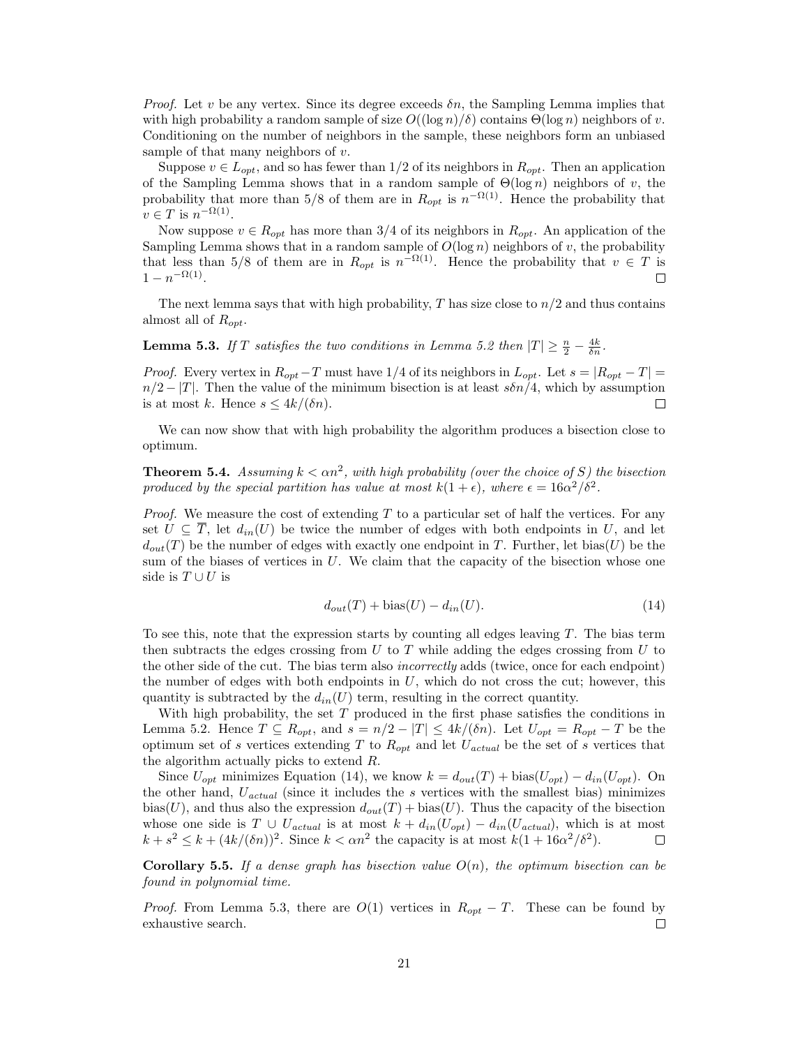*Proof.* Let $v$ be any vertex. Since its degree exceeds $\delta n$, the Sampling Lemma implies that with high probability a random sample of size $O((\log n)/\delta)$ contains $\Theta(\log n)$ neighbors of $v$. Conditioning on the number of neighbors in the sample, these neighbors form an unbiased sample of that many neighbors of $v$.

Suppose $v \in L_{opt}$, and so has fewer than $1/2$ of its neighbors in $R_{opt}$. Then an application of the Sampling Lemma shows that in a random sample of $\Theta(\log n)$ neighbors of $v$, the probability that more than $5/8$ of them are in $R_{opt}$ is $n^{-\Omega(1)}$. Hence the probability that $v \in T$ is $n^{-\Omega(1)}$.

Now suppose $v \in R_{opt}$ has more than $3/4$ of its neighbors in $R_{opt}$. An application of the Sampling Lemma shows that in a random sample of $O(\log n)$ neighbors of $v$, the probability that less than $5/8$ of them are in $R_{opt}$ is $n^{-\Omega(1)}$. Hence the probability that $v \in T$ is $1 - n^{-\Omega(1)}$. □

The next lemma says that with high probability, $T$ has size close to $n/2$ and thus contains almost all of $R_{opt}$.

**Lemma 5.3.** *If $T$ satisfies the two conditions in Lemma 5.2 then $|T| \geq \frac{n}{2} - \frac{4k}{\delta n}$.*

*Proof.* Every vertex in $R_{opt} - T$ must have $1/4$ of its neighbors in $L_{opt}$. Let $s = |R_{opt} - T| = n/2 - |T|$. Then the value of the minimum bisection is at least $s\delta n/4$, which by assumption is at most $k$. Hence $s \leq 4k/(\delta n)$. □

We can now show that with high probability the algorithm produces a bisection close to optimum.

**Theorem 5.4.** *Assuming $k < \alpha n^2$, with high probability (over the choice of $S$) the bisection produced by the special partition has value at most $k(1+\epsilon)$, where $\epsilon = 16\alpha^2/\delta^2$.*

*Proof.* We measure the cost of extending $T$ to a particular set of half the vertices. For any set $U \subseteq \overline{T}$, let $d_{in}(U)$ be twice the number of edges with both endpoints in $U$, and let $d_{out}(T)$ be the number of edges with exactly one endpoint in $T$. Further, let $\text{bias}(U)$ be the sum of the biases of vertices in $U$. We claim that the capacity of the bisection whose one side is $T \cup U$ is

$$d_{out}(T) + \text{bias}(U) - d_{in}(U). \tag{14}$$

To see this, note that the expression starts by counting all edges leaving $T$. The bias term then subtracts the edges crossing from $U$ to $T$ while adding the edges crossing from $U$ to the other side of the cut. The bias term also *incorrectly* adds (twice, once for each endpoint) the number of edges with both endpoints in $U$, which do not cross the cut; however, this quantity is subtracted by the $d_{in}(U)$ term, resulting in the correct quantity.

With high probability, the set $T$ produced in the first phase satisfies the conditions in Lemma 5.2. Hence $T \subseteq R_{opt}$, and $s = n/2 - |T| \leq 4k/(\delta n)$. Let $U_{opt} = R_{opt} - T$ be the optimum set of $s$ vertices extending $T$ to $R_{opt}$ and let $U_{actual}$ be the set of $s$ vertices that the algorithm actually picks to extend $R$.

Since $U_{opt}$ minimizes Equation (14), we know $k = d_{out}(T) + \text{bias}(U_{opt}) - d_{in}(U_{opt})$. On the other hand, $U_{actual}$ (since it includes the $s$ vertices with the smallest bias) minimizes $\text{bias}(U)$, and thus also the expression $d_{out}(T) + \text{bias}(U)$. Thus the capacity of the bisection whose one side is $T \cup U_{actual}$ is at most $k + d_{in}(U_{opt}) - d_{in}(U_{actual})$, which is at most $k + s^2 \leq k + (4k/(\delta n))^2$. Since $k < \alpha n^2$ the capacity is at most $k(1 + 16\alpha^2/\delta^2)$. □

**Corollary 5.5.** *If a dense graph has bisection value $O(n)$, the optimum bisection can be found in polynomial time.*

*Proof.* From Lemma 5.3, there are $O(1)$ vertices in $R_{opt} - T$. These can be found by exhaustive search. □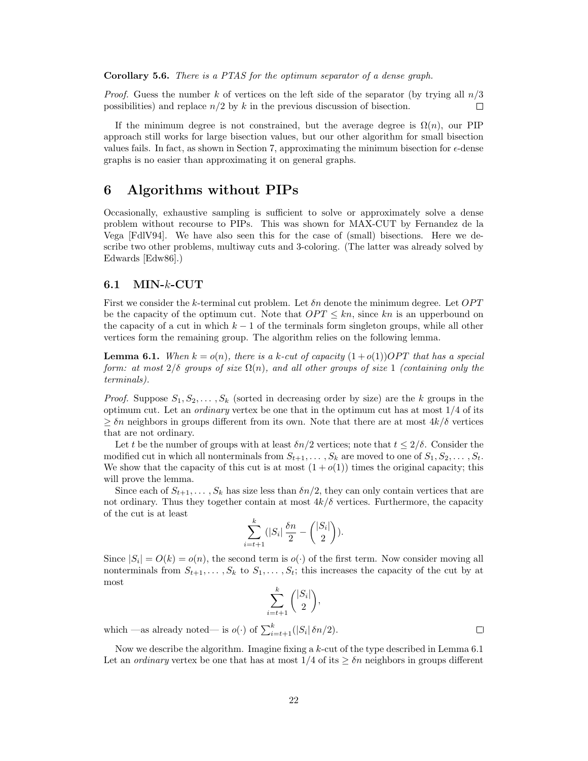**Corollary 5.6.** *There is a PTAS for the optimum separator of a dense graph.*

*Proof.* Guess the number $k$ of vertices on the left side of the separator (by trying all $n/3$ possibilities) and replace $n/2$ by $k$ in the previous discussion of bisection. $\square$

If the minimum degree is not constrained, but the average degree is $\Omega(n)$, our PIP approach still works for large bisection values, but our other algorithm for small bisection values fails. In fact, as shown in Section 7, approximating the minimum bisection for $\epsilon$-dense graphs is no easier than approximating it on general graphs.

# 6 Algorithms without PIPs

Occasionally, exhaustive sampling is sufficient to solve or approximately solve a dense problem without recourse to PIPs. This was shown for MAX-CUT by Fernandez de la Vega [FdlV94]. We have also seen this for the case of (small) bisections. Here we describe two other problems, multiway cuts and 3-coloring. (The latter was already solved by Edwards [Edw86].)

## 6.1 MIN-$k$-CUT

First we consider the $k$-terminal cut problem. Let $\delta n$ denote the minimum degree. Let $OPT$ be the capacity of the optimum cut. Note that $OPT \leq kn$, since $kn$ is an upperbound on the capacity of a cut in which $k-1$ of the terminals form singleton groups, while all other vertices form the remaining group. The algorithm relies on the following lemma.

**Lemma 6.1.** *When $k = o(n)$, there is a $k$-cut of capacity $(1+o(1))OPT$ that has a special form: at most $2/\delta$ groups of size $\Omega(n)$, and all other groups of size 1 (containing only the terminals).*

*Proof.* Suppose $S_1, S_2, \ldots, S_k$ (sorted in decreasing order by size) are the $k$ groups in the optimum cut. Let an *ordinary* vertex be one that in the optimum cut has at most $1/4$ of its $\geq \delta n$ neighbors in groups different from its own. Note that there are at most $4k/\delta$ vertices that are not ordinary.

Let $t$ be the number of groups with at least $\delta n/2$ vertices; note that $t \leq 2/\delta$. Consider the modified cut in which all nonterminals from $S_{t+1}, \ldots, S_k$ are moved to one of $S_1, S_2, \ldots, S_t$. We show that the capacity of this cut is at most $(1+o(1))$ times the original capacity; this will prove the lemma.

Since each of $S_{t+1}, \ldots, S_k$ has size less than $\delta n/2$, they can only contain vertices that are not ordinary. Thus they together contain at most $4k/\delta$ vertices. Furthermore, the capacity of the cut is at least

$$\sum_{i=t+1}^{k} (|S_i| \frac{\delta n}{2} - \binom{|S_i|}{2}).$$

Since $|S_i| = O(k) = o(n)$, the second term is $o(\cdot)$ of the first term. Now consider moving all nonterminals from $S_{t+1}, \ldots, S_k$ to $S_1, \ldots, S_t$; this increases the capacity of the cut by at most

$$\sum_{i=t+1}^{k} \binom{|S_i|}{2},$$

which —as already noted— is $o(\cdot)$ of $\sum_{i=t+1}^{k}(|S_i|\, \delta n/2)$. $\square$

Now we describe the algorithm. Imagine fixing a $k$-cut of the type described in Lemma 6.1 Let an *ordinary* vertex be one that has at most $1/4$ of its $\geq \delta n$ neighbors in groups different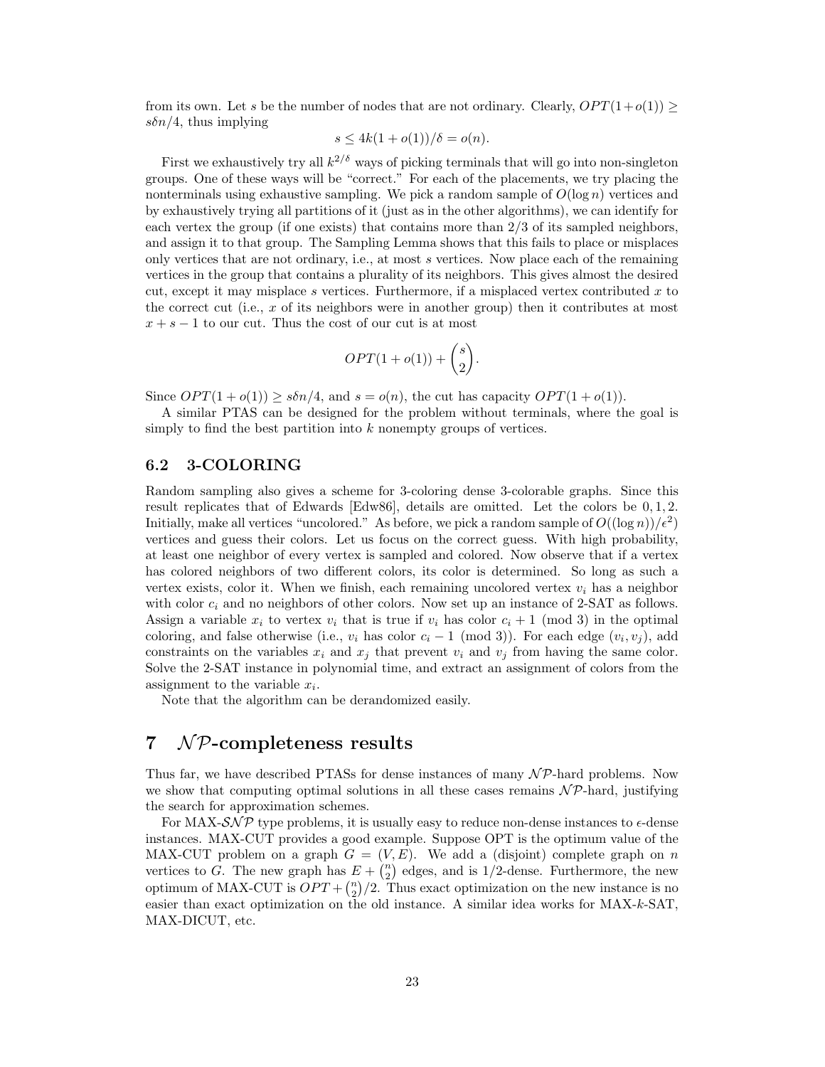from its own. Let $s$ be the number of nodes that are not ordinary. Clearly, $OPT(1+o(1)) \geq s\delta n/4$, thus implying

$$s \leq 4k(1+o(1))/\delta = o(n).$$

First we exhaustively try all $k^{2/\delta}$ ways of picking terminals that will go into non-singleton groups. One of these ways will be "correct." For each of the placements, we try placing the nonterminals using exhaustive sampling. We pick a random sample of $O(\log n)$ vertices and by exhaustively trying all partitions of it (just as in the other algorithms), we can identify for each vertex the group (if one exists) that contains more than 2/3 of its sampled neighbors, and assign it to that group. The Sampling Lemma shows that this fails to place or misplaces only vertices that are not ordinary, i.e., at most $s$ vertices. Now place each of the remaining vertices in the group that contains a plurality of its neighbors. This gives almost the desired cut, except it may misplace $s$ vertices. Furthermore, if a misplaced vertex contributed $x$ to the correct cut (i.e., $x$ of its neighbors were in another group) then it contributes at most $x + s - 1$ to our cut. Thus the cost of our cut is at most

$$OPT(1+o(1)) + \binom{s}{2}.$$

Since $OPT(1+o(1)) \geq s\delta n/4$, and $s = o(n)$, the cut has capacity $OPT(1+o(1))$.

A similar PTAS can be designed for the problem without terminals, where the goal is simply to find the best partition into $k$ nonempty groups of vertices.

### 6.2 3-COLORING

Random sampling also gives a scheme for 3-coloring dense 3-colorable graphs. Since this result replicates that of Edwards [Edw86], details are omitted. Let the colors be $0, 1, 2$. Initially, make all vertices "uncolored." As before, we pick a random sample of $O((\log n))/\epsilon^2)$ vertices and guess their colors. Let us focus on the correct guess. With high probability, at least one neighbor of every vertex is sampled and colored. Now observe that if a vertex has colored neighbors of two different colors, its color is determined. So long as such a vertex exists, color it. When we finish, each remaining uncolored vertex $v_i$ has a neighbor with color $c_i$ and no neighbors of other colors. Now set up an instance of 2-SAT as follows. Assign a variable $x_i$ to vertex $v_i$ that is true if $v_i$ has color $c_i + 1 \pmod 3$ in the optimal coloring, and false otherwise (i.e., $v_i$ has color $c_i - 1 \pmod 3$). For each edge $(v_i, v_j)$, add constraints on the variables $x_i$ and $x_j$ that prevent $v_i$ and $v_j$ from having the same color. Solve the 2-SAT instance in polynomial time, and extract an assignment of colors from the assignment to the variable $x_i$.

Note that the algorithm can be derandomized easily.

## 7 $\mathcal{NP}$-completeness results

Thus far, we have described PTASs for dense instances of many $\mathcal{NP}$-hard problems. Now we show that computing optimal solutions in all these cases remains $\mathcal{NP}$-hard, justifying the search for approximation schemes.

For MAX-$\mathcal{SNP}$ type problems, it is usually easy to reduce non-dense instances to $\epsilon$-dense instances. MAX-CUT provides a good example. Suppose OPT is the optimum value of the MAX-CUT problem on a graph $G = (V, E)$. We add a (disjoint) complete graph on $n$ vertices to $G$. The new graph has $E + \binom{n}{2}$ edges, and is 1/2-dense. Furthermore, the new optimum of MAX-CUT is $OPT + \binom{n}{2}/2$. Thus exact optimization on the new instance is no easier than exact optimization on the old instance. A similar idea works for MAX-$k$-SAT, MAX-DICUT, etc.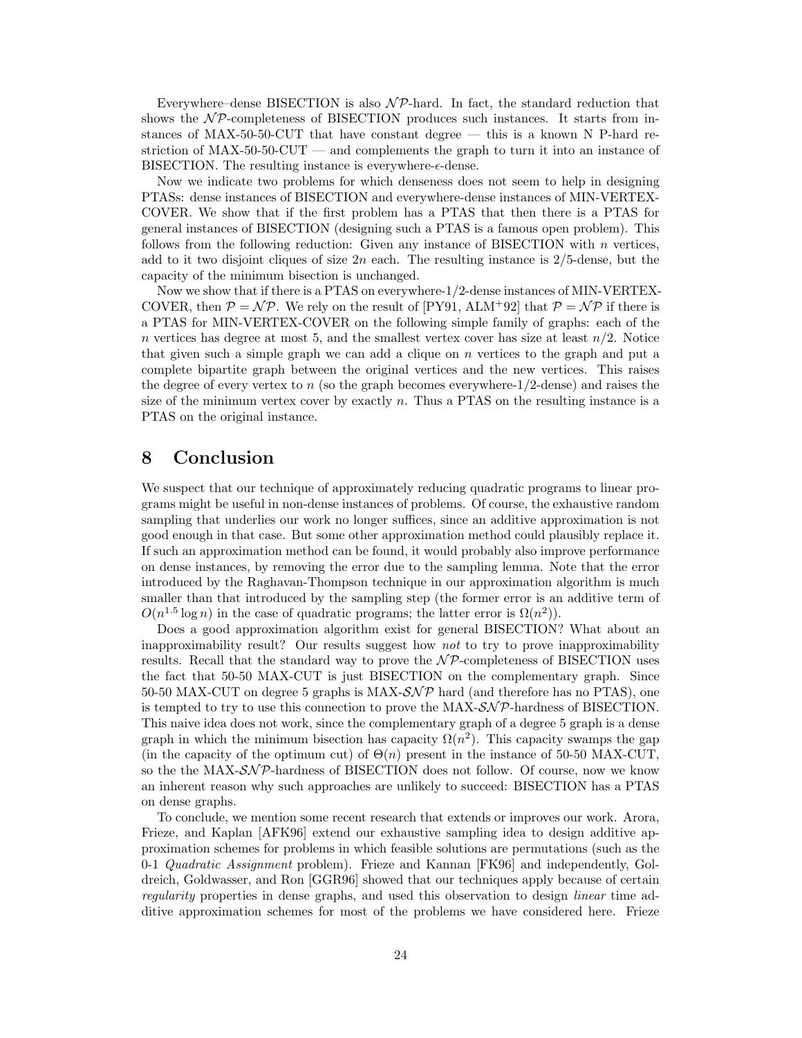Everywhere–dense BISECTION is also $\mathcal{NP}$-hard. In fact, the standard reduction that shows the $\mathcal{NP}$-completeness of BISECTION produces such instances. It starts from instances of MAX-50-50-CUT that have constant degree — this is a known N P-hard restriction of MAX-50-50-CUT — and complements the graph to turn it into an instance of BISECTION. The resulting instance is everywhere-$\epsilon$-dense.

Now we indicate two problems for which denseness does not seem to help in designing PTASs: dense instances of BISECTION and everywhere-dense instances of MIN-VERTEX-COVER. We show that if the first problem has a PTAS that then there is a PTAS for general instances of BISECTION (designing such a PTAS is a famous open problem). This follows from the following reduction: Given any instance of BISECTION with $n$ vertices, add to it two disjoint cliques of size $2n$ each. The resulting instance is $2/5$-dense, but the capacity of the minimum bisection is unchanged.

Now we show that if there is a PTAS on everywhere-$1/2$-dense instances of MIN-VERTEX-COVER, then $\mathcal{P} = \mathcal{NP}$. We rely on the result of [PY91, ALM+92] that $\mathcal{P} = \mathcal{NP}$ if there is a PTAS for MIN-VERTEX-COVER on the following simple family of graphs: each of the $n$ vertices has degree at most 5, and the smallest vertex cover has size at least $n/2$. Notice that given such a simple graph we can add a clique on $n$ vertices to the graph and put a complete bipartite graph between the original vertices and the new vertices. This raises the degree of every vertex to $n$ (so the graph becomes everywhere-$1/2$-dense) and raises the size of the minimum vertex cover by exactly $n$. Thus a PTAS on the resulting instance is a PTAS on the original instance.

# 8 Conclusion

We suspect that our technique of approximately reducing quadratic programs to linear programs might be useful in non-dense instances of problems. Of course, the exhaustive random sampling that underlies our work no longer suffices, since an additive approximation is not good enough in that case. But some other approximation method could plausibly replace it. If such an approximation method can be found, it would probably also improve performance on dense instances, by removing the error due to the sampling lemma. Note that the error introduced by the Raghavan-Thompson technique in our approximation algorithm is much smaller than that introduced by the sampling step (the former error is an additive term of $O(n^{1.5} \log n)$ in the case of quadratic programs; the latter error is $\Omega(n^2)$).

Does a good approximation algorithm exist for general BISECTION? What about an inapproximability result? Our results suggest how *not* to try to prove inapproximability results. Recall that the standard way to prove the $\mathcal{NP}$-completeness of BISECTION uses the fact that 50-50 MAX-CUT is just BISECTION on the complementary graph. Since 50-50 MAX-CUT on degree 5 graphs is MAX-$\mathcal{SNP}$ hard (and therefore has no PTAS), one is tempted to try to use this connection to prove the MAX-$\mathcal{SNP}$-hardness of BISECTION. This naive idea does not work, since the complementary graph of a degree 5 graph is a dense graph in which the minimum bisection has capacity $\Omega(n^2)$. This capacity swamps the gap (in the capacity of the optimum cut) of $\Theta(n)$ present in the instance of 50-50 MAX-CUT, so the the MAX-$\mathcal{SNP}$-hardness of BISECTION does not follow. Of course, now we know an inherent reason why such approaches are unlikely to succeed: BISECTION has a PTAS on dense graphs.

To conclude, we mention some recent research that extends or improves our work. Arora, Frieze, and Kaplan [AFK96] extend our exhaustive sampling idea to design additive approximation schemes for problems in which feasible solutions are permutations (such as the 0-1 *Quadratic Assignment* problem). Frieze and Kannan [FK96] and independently, Goldreich, Goldwasser, and Ron [GGR96] showed that our techniques apply because of certain *regularity* properties in dense graphs, and used this observation to design *linear* time additive approximation schemes for most of the problems we have considered here. Frieze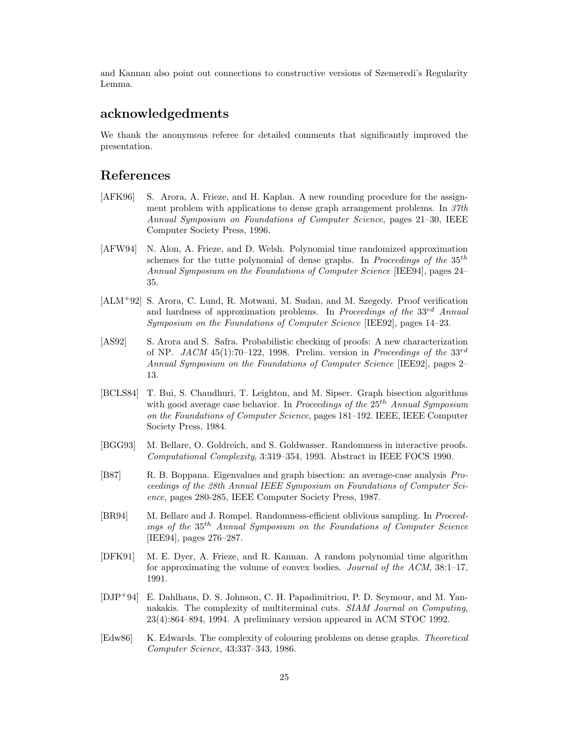and Kannan also point out connections to constructive versions of Szemeredi's Regularity Lemma.

## acknowledgedments

We thank the anonymous referee for detailed comments that significantly improved the presentation.

## References

[AFK96] S. Arora, A. Frieze, and H. Kaplan. A new rounding procedure for the assignment problem with applications to dense graph arrangement problems. In *37th Annual Symposium on Foundations of Computer Science*, pages 21–30, IEEE Computer Society Press, 1996.

[AFW94] N. Alon, A. Frieze, and D. Welsh. Polynomial time randomized approximation schemes for the tutte polynomial of dense graphs. In *Proceedings of the $35^{th}$ Annual Symposium on the Foundations of Computer Science* [IEE94], pages 24–35.

[ALM+92] S. Arora, C. Lund, R. Motwani, M. Sudan, and M. Szegedy. Proof verification and hardness of approximation problems. In *Proceedings of the $33^{rd}$ Annual Symposium on the Foundations of Computer Science* [IEE92], pages 14–23.

[AS92] S. Arora and S. Safra. Probabilistic checking of proofs: A new characterization of NP. *JACM* 45(1):70–122, 1998. Prelim. version in *Proceedings of the $33^{rd}$ Annual Symposium on the Foundations of Computer Science* [IEE92], pages 2–13.

[BCLS84] T. Bui, S. Chaudhuri, T. Leighton, and M. Sipser. Graph bisection algorithms with good average case behavior. In *Proceedings of the $25^{th}$ Annual Symposium on the Foundations of Computer Science*, pages 181–192. IEEE, IEEE Computer Society Press, 1984.

[BGG93] M. Bellare, O. Goldreich, and S. Goldwasser. Randomness in interactive proofs. *Computational Complexity*, 3:319–354, 1993. Abstract in IEEE FOCS 1990.

[B87] R. B. Boppana. Eigenvalues and graph bisection: an average-case analysis *Proceedings of the 28th Annual IEEE Symposium on Foundations of Computer Science*, pages 280-285, IEEE Computer Society Press, 1987.

[BR94] M. Bellare and J. Rompel. Randomness-efficient oblivious sampling. In *Proceedings of the $35^{th}$ Annual Symposium on the Foundations of Computer Science* [IEE94], pages 276–287.

[DFK91] M. E. Dyer, A. Frieze, and R. Kannan. A random polynomial time algorithm for approximating the volume of convex bodies. *Journal of the ACM*, 38:1–17, 1991.

[DJP+94] E. Dahlhaus, D. S. Johnson, C. H. Papadimitriou, P. D. Seymour, and M. Yannakakis. The complexity of multiterminal cuts. *SIAM Journal on Computing*, 23(4):864–894, 1994. A preliminary version appeared in ACM STOC 1992.

[Edw86] K. Edwards. The complexity of colouring problems on dense graphs. *Theoretical Computer Science*, 43:337–343, 1986.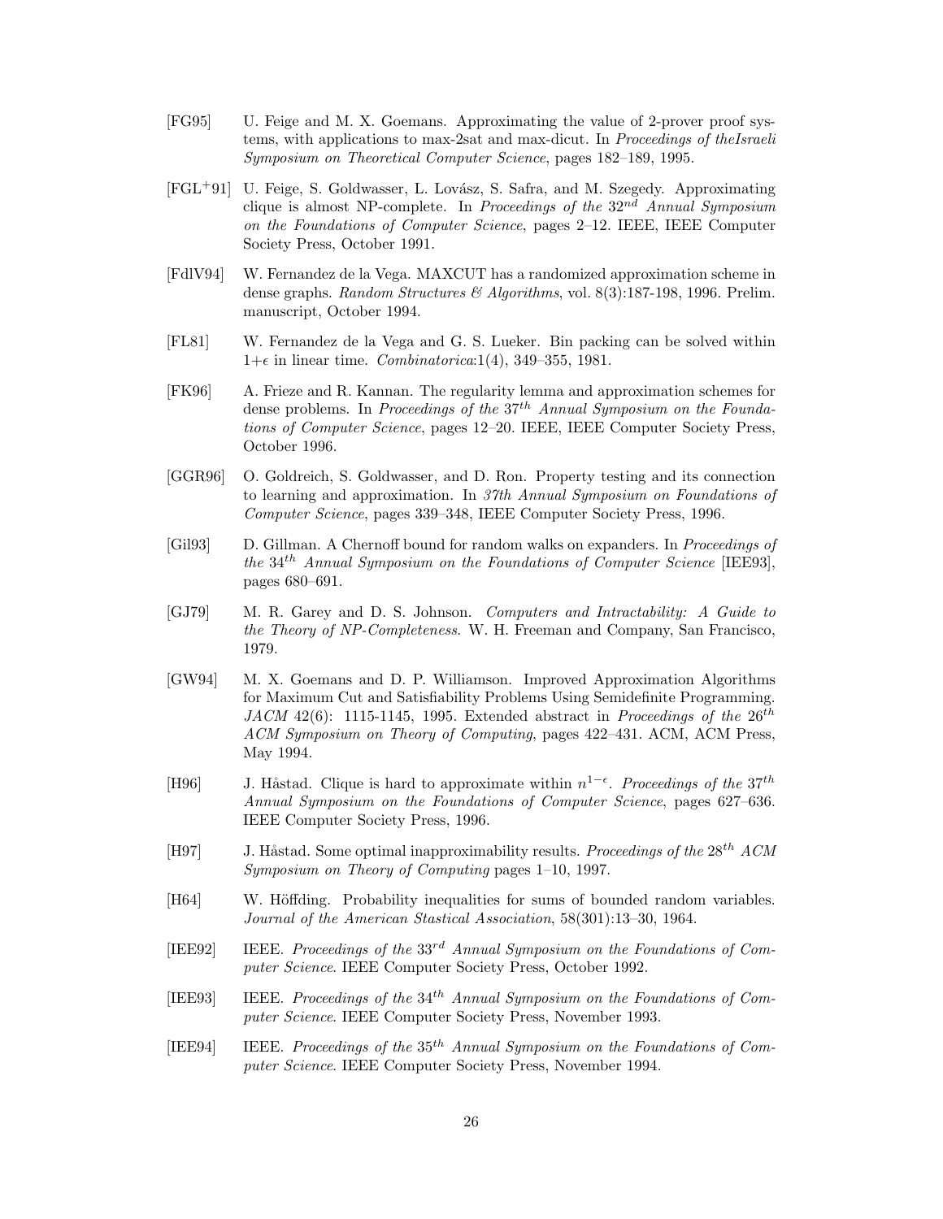[FG95] U. Feige and M. X. Goemans. Approximating the value of 2-prover proof systems, with applications to max-2sat and max-dicut. In *Proceedings of theIsraeli Symposium on Theoretical Computer Science*, pages 182–189, 1995.

[FGL$^+$91] U. Feige, S. Goldwasser, L. Lovász, S. Safra, and M. Szegedy. Approximating clique is almost NP-complete. In *Proceedings of the $32^{nd}$ Annual Symposium on the Foundations of Computer Science*, pages 2–12. IEEE, IEEE Computer Society Press, October 1991.

[FdlV94] W. Fernandez de la Vega. MAXCUT has a randomized approximation scheme in dense graphs. *Random Structures & Algorithms*, vol. 8(3):187-198, 1996. Prelim. manuscript, October 1994.

[FL81] W. Fernandez de la Vega and G. S. Lueker. Bin packing can be solved within $1+\epsilon$ in linear time. *Combinatorica*:1(4), 349–355, 1981.

[FK96] A. Frieze and R. Kannan. The regularity lemma and approximation schemes for dense problems. In *Proceedings of the $37^{th}$ Annual Symposium on the Foundations of Computer Science*, pages 12–20. IEEE, IEEE Computer Society Press, October 1996.

[GGR96] O. Goldreich, S. Goldwasser, and D. Ron. Property testing and its connection to learning and approximation. In *37th Annual Symposium on Foundations of Computer Science*, pages 339–348, IEEE Computer Society Press, 1996.

[Gil93] D. Gillman. A Chernoff bound for random walks on expanders. In *Proceedings of the $34^{th}$ Annual Symposium on the Foundations of Computer Science* [IEE93], pages 680–691.

[GJ79] M. R. Garey and D. S. Johnson. *Computers and Intractability: A Guide to the Theory of NP-Completeness*. W. H. Freeman and Company, San Francisco, 1979.

[GW94] M. X. Goemans and D. P. Williamson. Improved Approximation Algorithms for Maximum Cut and Satisfiability Problems Using Semidefinite Programming. *JACM* 42(6): 1115-1145, 1995. Extended abstract in *Proceedings of the $26^{th}$ ACM Symposium on Theory of Computing*, pages 422–431. ACM, ACM Press, May 1994.

[H96] J. Håstad. Clique is hard to approximate within $n^{1-\epsilon}$. *Proceedings of the $37^{th}$ Annual Symposium on the Foundations of Computer Science*, pages 627–636. IEEE Computer Society Press, 1996.

[H97] J. Håstad. Some optimal inapproximability results. *Proceedings of the $28^{th}$ ACM Symposium on Theory of Computing* pages 1–10, 1997.

[H64] W. Höffding. Probability inequalities for sums of bounded random variables. *Journal of the American Stastical Association*, 58(301):13–30, 1964.

[IEE92] IEEE. *Proceedings of the $33^{rd}$ Annual Symposium on the Foundations of Computer Science*. IEEE Computer Society Press, October 1992.

[IEE93] IEEE. *Proceedings of the $34^{th}$ Annual Symposium on the Foundations of Computer Science*. IEEE Computer Society Press, November 1993.

[IEE94] IEEE. *Proceedings of the $35^{th}$ Annual Symposium on the Foundations of Computer Science*. IEEE Computer Society Press, November 1994.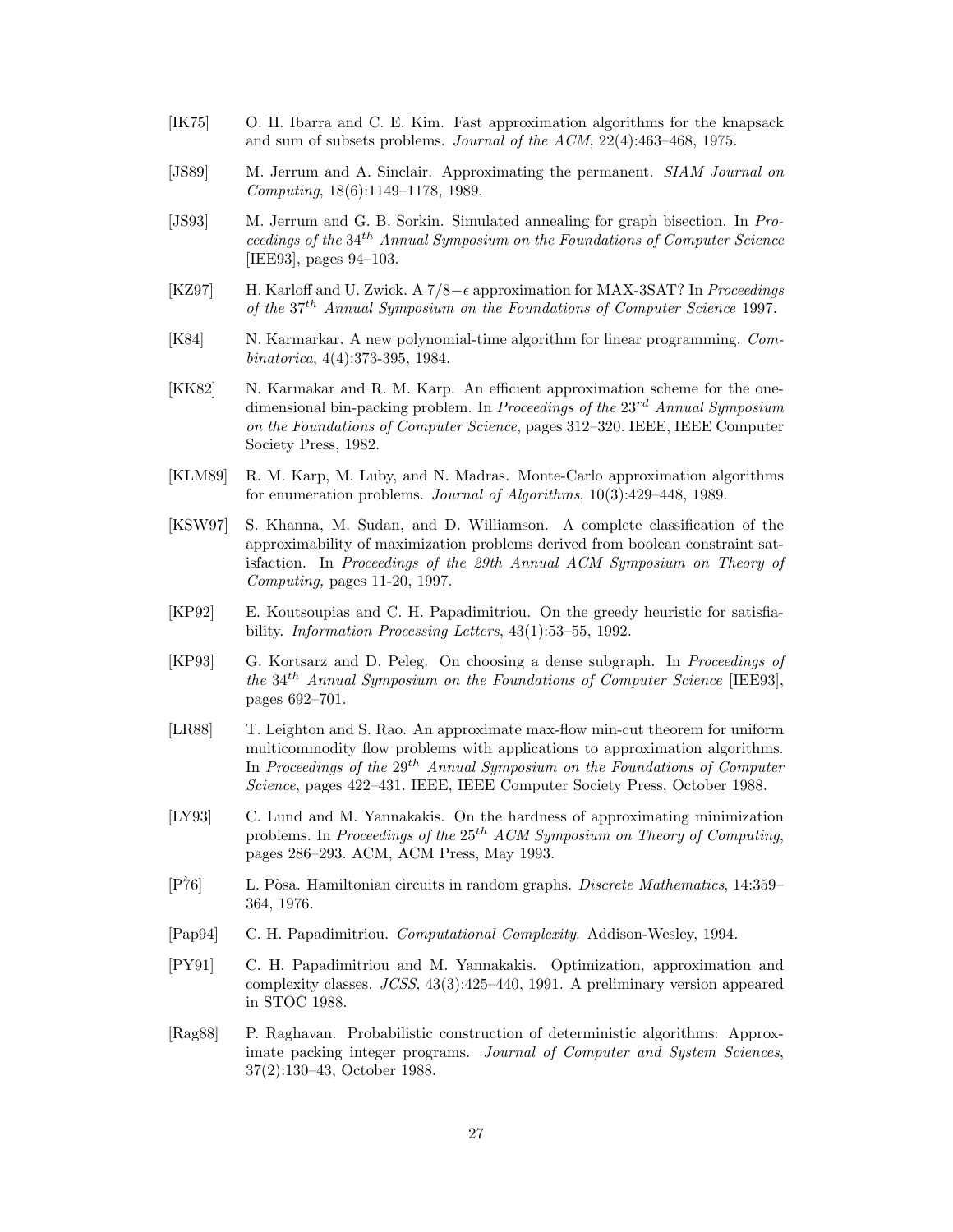[IK75] O. H. Ibarra and C. E. Kim. Fast approximation algorithms for the knapsack and sum of subsets problems. *Journal of the ACM*, 22(4):463–468, 1975.

[JS89] M. Jerrum and A. Sinclair. Approximating the permanent. *SIAM Journal on Computing*, 18(6):1149–1178, 1989.

[JS93] M. Jerrum and G. B. Sorkin. Simulated annealing for graph bisection. In *Proceedings of the* $34^{th}$ *Annual Symposium on the Foundations of Computer Science* [IEE93], pages 94–103.

[KZ97] H. Karloff and U. Zwick. A $7/8-\epsilon$ approximation for MAX-3SAT? In *Proceedings of the* $37^{th}$ *Annual Symposium on the Foundations of Computer Science* 1997.

[K84] N. Karmarkar. A new polynomial-time algorithm for linear programming. *Combinatorica*, 4(4):373-395, 1984.

[KK82] N. Karmakar and R. M. Karp. An efficient approximation scheme for the one-dimensional bin-packing problem. In *Proceedings of the* $23^{rd}$ *Annual Symposium on the Foundations of Computer Science*, pages 312–320. IEEE, IEEE Computer Society Press, 1982.

[KLM89] R. M. Karp, M. Luby, and N. Madras. Monte-Carlo approximation algorithms for enumeration problems. *Journal of Algorithms*, 10(3):429–448, 1989.

[KSW97] S. Khanna, M. Sudan, and D. Williamson. A complete classification of the approximability of maximization problems derived from boolean constraint satisfaction. In *Proceedings of the 29th Annual ACM Symposium on Theory of Computing,* pages 11-20, 1997.

[KP92] E. Koutsoupias and C. H. Papadimitriou. On the greedy heuristic for satisfiability. *Information Processing Letters*, 43(1):53–55, 1992.

[KP93] G. Kortsarz and D. Peleg. On choosing a dense subgraph. In *Proceedings of the* $34^{th}$ *Annual Symposium on the Foundations of Computer Science* [IEE93], pages 692–701.

[LR88] T. Leighton and S. Rao. An approximate max-flow min-cut theorem for uniform multicommodity flow problems with applications to approximation algorithms. In *Proceedings of the* $29^{th}$ *Annual Symposium on the Foundations of Computer Science*, pages 422–431. IEEE, IEEE Computer Society Press, October 1988.

[LY93] C. Lund and M. Yannakakis. On the hardness of approximating minimization problems. In *Proceedings of the* $25^{th}$ *ACM Symposium on Theory of Computing*, pages 286–293. ACM, ACM Press, May 1993.

[P76] L. Pòsa. Hamiltonian circuits in random graphs. *Discrete Mathematics*, 14:359–364, 1976.

[Pap94] C. H. Papadimitriou. *Computational Complexity*. Addison-Wesley, 1994.

[PY91] C. H. Papadimitriou and M. Yannakakis. Optimization, approximation and complexity classes. *JCSS*, 43(3):425–440, 1991. A preliminary version appeared in STOC 1988.

[Rag88] P. Raghavan. Probabilistic construction of deterministic algorithms: Approximate packing integer programs. *Journal of Computer and System Sciences*, 37(2):130–43, October 1988.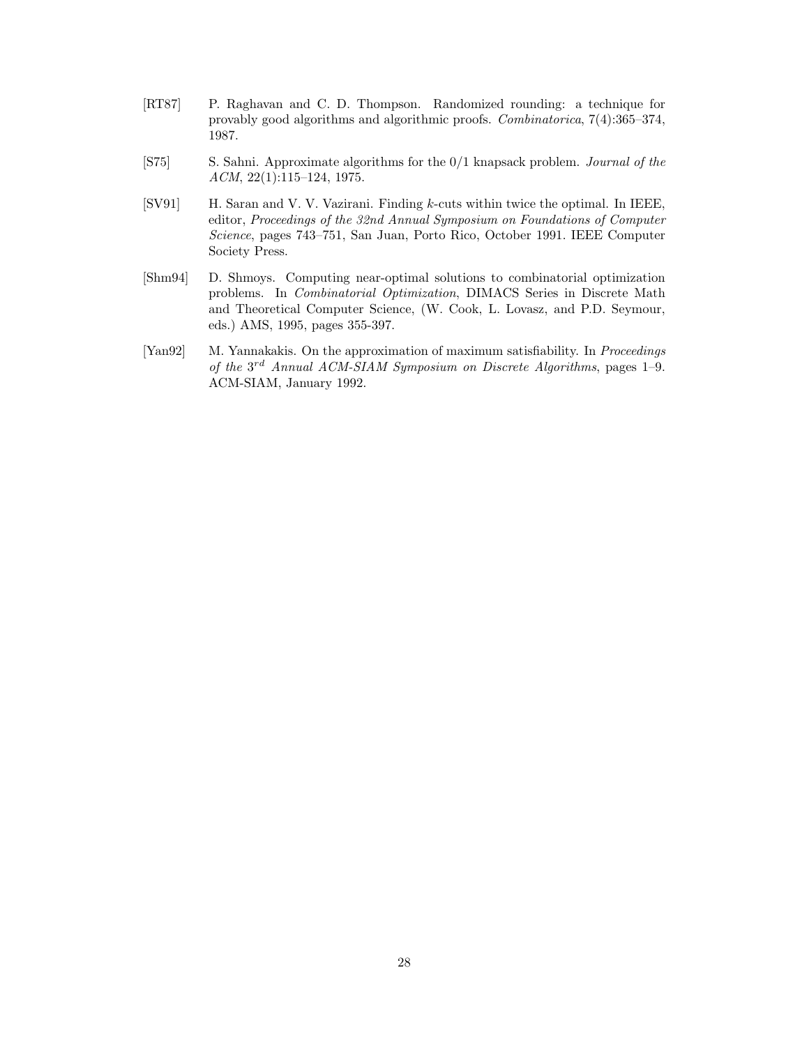[RT87] P. Raghavan and C. D. Thompson. Randomized rounding: a technique for provably good algorithms and algorithmic proofs. *Combinatorica*, 7(4):365–374, 1987.

[S75] S. Sahni. Approximate algorithms for the 0/1 knapsack problem. *Journal of the ACM*, 22(1):115–124, 1975.

[SV91] H. Saran and V. V. Vazirani. Finding $k$-cuts within twice the optimal. In IEEE, editor, *Proceedings of the 32nd Annual Symposium on Foundations of Computer Science*, pages 743–751, San Juan, Porto Rico, October 1991. IEEE Computer Society Press.

[Shm94] D. Shmoys. Computing near-optimal solutions to combinatorial optimization problems. In *Combinatorial Optimization*, DIMACS Series in Discrete Math and Theoretical Computer Science, (W. Cook, L. Lovasz, and P.D. Seymour, eds.) AMS, 1995, pages 355-397.

[Yan92] M. Yannakakis. On the approximation of maximum satisfiability. In *Proceedings of the $3^{rd}$ Annual ACM-SIAM Symposium on Discrete Algorithms*, pages 1–9. ACM-SIAM, January 1992.